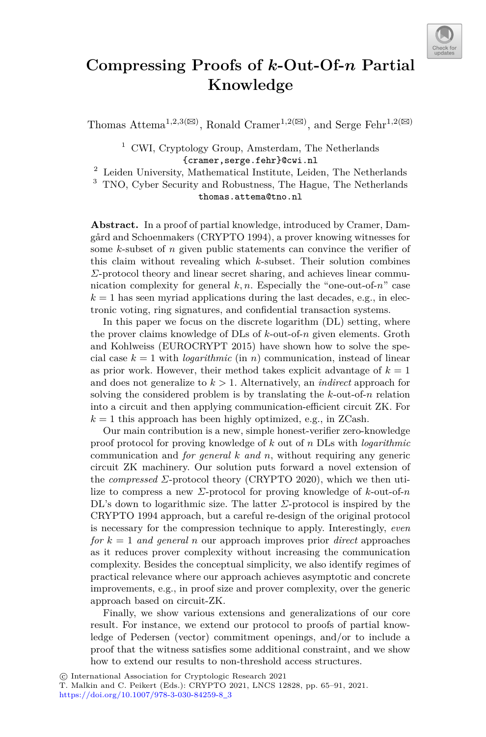# Compressing Proofs of $k$-Out-Of-$n$ Partial Knowledge

Thomas Attema[1,2,3](✉), Ronald Cramer[1,2](✉), and Serge Fehr[1,2](✉)

[1] CWI, Cryptology Group, Amsterdam, The Netherlands
{cramer,serge.fehr}@cwi.nl

[2] Leiden University, Mathematical Institute, Leiden, The Netherlands

[3] TNO, Cyber Security and Robustness, The Hague, The Netherlands
thomas.attema@tno.nl

**Abstract.** In a proof of partial knowledge, introduced by Cramer, Damgård and Schoenmakers (CRYPTO 1994), a prover knowing witnesses for some $k$-subset of $n$ given public statements can convince the verifier of this claim without revealing which $k$-subset. Their solution combines $\Sigma$-protocol theory and linear secret sharing, and achieves linear communication complexity for general $k, n$. Especially the "one-out-of-$n$" case $k = 1$ has seen myriad applications during the last decades, e.g., in electronic voting, ring signatures, and confidential transaction systems.

In this paper we focus on the discrete logarithm (DL) setting, where the prover claims knowledge of DLs of $k$-out-of-$n$ given elements. Groth and Kohlweiss (EUROCRYPT 2015) have shown how to solve the special case $k = 1$ with *logarithmic* (in $n$) communication, instead of linear as prior work. However, their method takes explicit advantage of $k = 1$ and does not generalize to $k > 1$. Alternatively, an *indirect* approach for solving the considered problem is by translating the $k$-out-of-$n$ relation into a circuit and then applying communication-efficient circuit ZK. For $k = 1$ this approach has been highly optimized, e.g., in ZCash.

Our main contribution is a new, simple honest-verifier zero-knowledge proof protocol for proving knowledge of $k$ out of $n$ DLs with *logarithmic* communication and *for general $k$ and $n$*, without requiring any generic circuit ZK machinery. Our solution puts forward a novel extension of the *compressed* $\Sigma$-protocol theory (CRYPTO 2020), which we then utilize to compress a new $\Sigma$-protocol for proving knowledge of $k$-out-of-$n$ DL's down to logarithmic size. The latter $\Sigma$-protocol is inspired by the CRYPTO 1994 approach, but a careful re-design of the original protocol is necessary for the compression technique to apply. Interestingly, *even for $k = 1$ and general $n$* our approach improves prior *direct* approaches as it reduces prover complexity without increasing the communication complexity. Besides the conceptual simplicity, we also identify regimes of practical relevance where our approach achieves asymptotic and concrete improvements, e.g., in proof size and prover complexity, over the generic approach based on circuit-ZK.

Finally, we show various extensions and generalizations of our core result. For instance, we extend our protocol to proofs of partial knowledge of Pedersen (vector) commitment openings, and/or to include a proof that the witness satisfies some additional constraint, and we show how to extend our results to non-threshold access structures.

© International Association for Cryptologic Research 2021
T. Malkin and C. Peikert (Eds.): CRYPTO 2021, LNCS 12828, pp. 65–91, 2021.
https://doi.org/10.1007/978-3-030-84259-8_3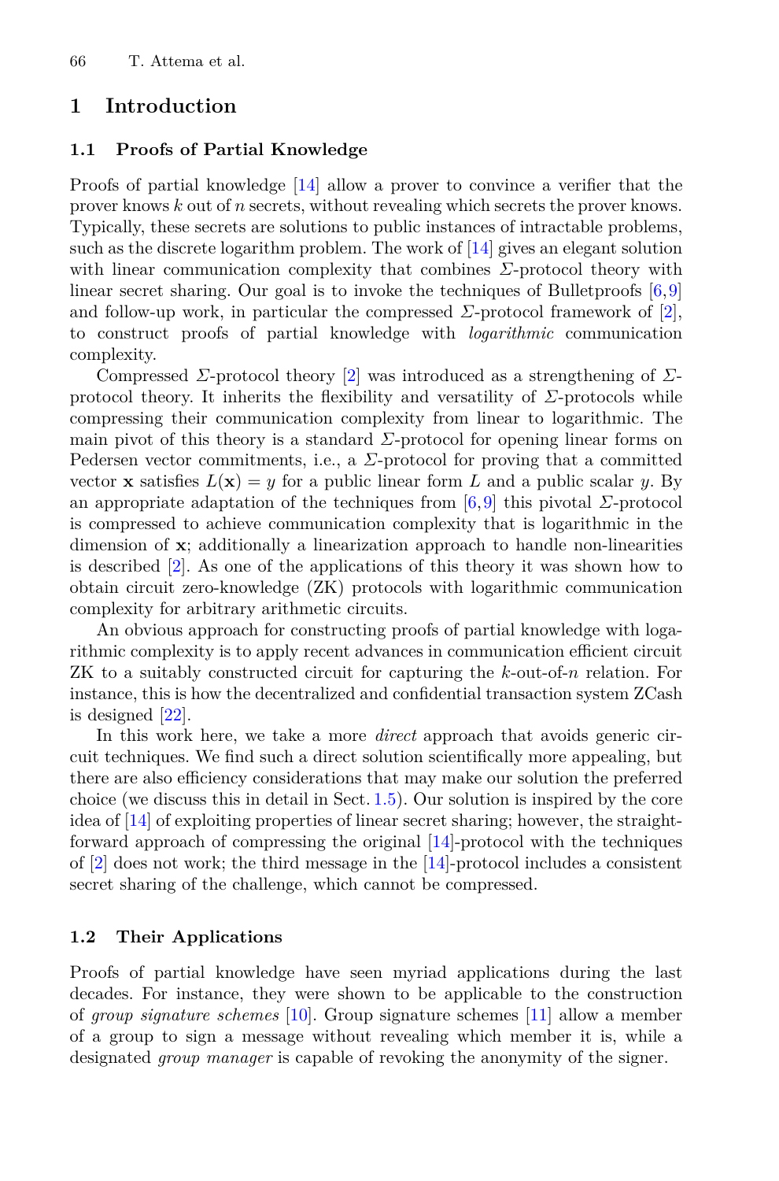# 1 Introduction

## 1.1 Proofs of Partial Knowledge

Proofs of partial knowledge [14] allow a prover to convince a verifier that the prover knows $k$ out of $n$ secrets, without revealing which secrets the prover knows. Typically, these secrets are solutions to public instances of intractable problems, such as the discrete logarithm problem. The work of [14] gives an elegant solution with linear communication complexity that combines $\Sigma$-protocol theory with linear secret sharing. Our goal is to invoke the techniques of Bulletproofs [6,9] and follow-up work, in particular the compressed $\Sigma$-protocol framework of [2], to construct proofs of partial knowledge with *logarithmic* communication complexity.

Compressed $\Sigma$-protocol theory [2] was introduced as a strengthening of $\Sigma$-protocol theory. It inherits the flexibility and versatility of $\Sigma$-protocols while compressing their communication complexity from linear to logarithmic. The main pivot of this theory is a standard $\Sigma$-protocol for opening linear forms on Pedersen vector commitments, i.e., a $\Sigma$-protocol for proving that a committed vector $\mathbf{x}$ satisfies $L(\mathbf{x}) = y$ for a public linear form $L$ and a public scalar $y$. By an appropriate adaptation of the techniques from [6,9] this pivotal $\Sigma$-protocol is compressed to achieve communication complexity that is logarithmic in the dimension of $\mathbf{x}$; additionally a linearization approach to handle non-linearities is described [2]. As one of the applications of this theory it was shown how to obtain circuit zero-knowledge (ZK) protocols with logarithmic communication complexity for arbitrary arithmetic circuits.

An obvious approach for constructing proofs of partial knowledge with logarithmic complexity is to apply recent advances in communication efficient circuit ZK to a suitably constructed circuit for capturing the $k$-out-of-$n$ relation. For instance, this is how the decentralized and confidential transaction system ZCash is designed [22].

In this work here, we take a more *direct* approach that avoids generic circuit techniques. We find such a direct solution scientifically more appealing, but there are also efficiency considerations that may make our solution the preferred choice (we discuss this in detail in Sect. 1.5). Our solution is inspired by the core idea of [14] of exploiting properties of linear secret sharing; however, the straightforward approach of compressing the original [14]-protocol with the techniques of [2] does not work; the third message in the [14]-protocol includes a consistent secret sharing of the challenge, which cannot be compressed.

## 1.2 Their Applications

Proofs of partial knowledge have seen myriad applications during the last decades. For instance, they were shown to be applicable to the construction of *group signature schemes* [10]. Group signature schemes [11] allow a member of a group to sign a message without revealing which member it is, while a designated *group manager* is capable of revoking the anonymity of the signer.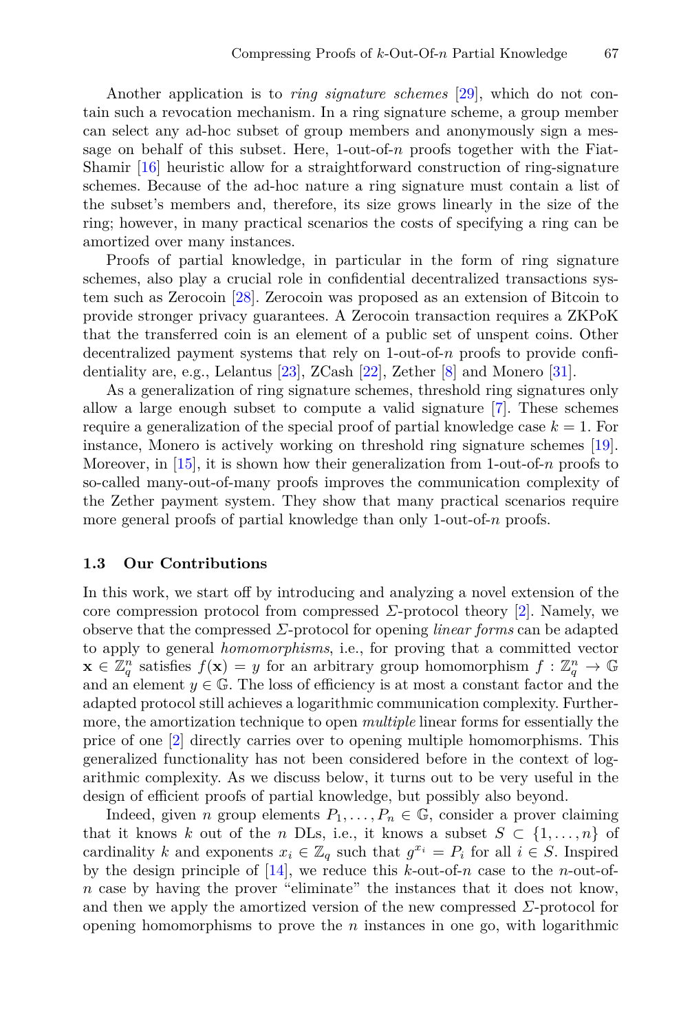Another application is to *ring signature schemes* [29], which do not contain such a revocation mechanism. In a ring signature scheme, a group member can select any ad-hoc subset of group members and anonymously sign a message on behalf of this subset. Here, 1-out-of-$n$ proofs together with the Fiat-Shamir [16] heuristic allow for a straightforward construction of ring-signature schemes. Because of the ad-hoc nature a ring signature must contain a list of the subset's members and, therefore, its size grows linearly in the size of the ring; however, in many practical scenarios the costs of specifying a ring can be amortized over many instances.

Proofs of partial knowledge, in particular in the form of ring signature schemes, also play a crucial role in confidential decentralized transactions system such as Zerocoin [28]. Zerocoin was proposed as an extension of Bitcoin to provide stronger privacy guarantees. A Zerocoin transaction requires a ZKPoK that the transferred coin is an element of a public set of unspent coins. Other decentralized payment systems that rely on 1-out-of-$n$ proofs to provide confidentiality are, e.g., Lelantus [23], ZCash [22], Zether [8] and Monero [31].

As a generalization of ring signature schemes, threshold ring signatures only allow a large enough subset to compute a valid signature [7]. These schemes require a generalization of the special proof of partial knowledge case $k = 1$. For instance, Monero is actively working on threshold ring signature schemes [19]. Moreover, in [15], it is shown how their generalization from 1-out-of-$n$ proofs to so-called many-out-of-many proofs improves the communication complexity of the Zether payment system. They show that many practical scenarios require more general proofs of partial knowledge than only 1-out-of-$n$ proofs.

### 1.3 Our Contributions

In this work, we start off by introducing and analyzing a novel extension of the core compression protocol from compressed $\Sigma$-protocol theory [2]. Namely, we observe that the compressed $\Sigma$-protocol for opening *linear forms* can be adapted to apply to general *homomorphisms*, i.e., for proving that a committed vector $\mathbf{x} \in \mathbb{Z}_q^n$ satisfies $f(\mathbf{x}) = y$ for an arbitrary group homomorphism $f : \mathbb{Z}_q^n \to \mathbb{G}$ and an element $y \in \mathbb{G}$. The loss of efficiency is at most a constant factor and the adapted protocol still achieves a logarithmic communication complexity. Furthermore, the amortization technique to open *multiple* linear forms for essentially the price of one [2] directly carries over to opening multiple homomorphisms. This generalized functionality has not been considered before in the context of logarithmic complexity. As we discuss below, it turns out to be very useful in the design of efficient proofs of partial knowledge, but possibly also beyond.

Indeed, given $n$ group elements $P_1, \ldots, P_n \in \mathbb{G}$, consider a prover claiming that it knows $k$ out of the $n$ DLs, i.e., it knows a subset $S \subset \{1, \ldots, n\}$ of cardinality $k$ and exponents $x_i \in \mathbb{Z}_q$ such that $g^{x_i} = P_i$ for all $i \in S$. Inspired by the design principle of [14], we reduce this $k$-out-of-$n$ case to the $n$-out-of-$n$ case by having the prover "eliminate" the instances that it does not know, and then we apply the amortized version of the new compressed $\Sigma$-protocol for opening homomorphisms to prove the $n$ instances in one go, with logarithmic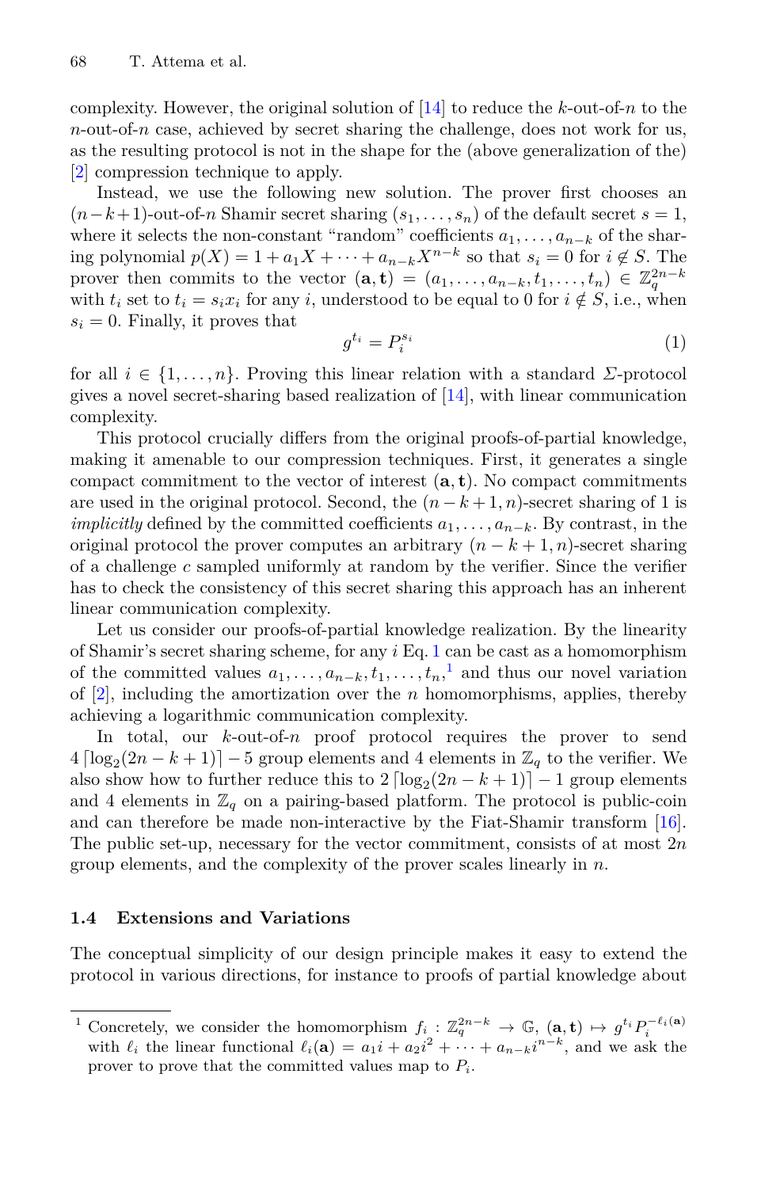complexity. However, the original solution of [14] to reduce the $k$-out-of-$n$ to the $n$-out-of-$n$ case, achieved by secret sharing the challenge, does not work for us, as the resulting protocol is not in the shape for the (above generalization of the) [2] compression technique to apply.

Instead, we use the following new solution. The prover first chooses an $(n-k+1)$-out-of-$n$ Shamir secret sharing $(s_1, \dots, s_n)$ of the default secret $s = 1$, where it selects the non-constant "random" coefficients $a_1, \dots, a_{n-k}$ of the sharing polynomial $p(X) = 1 + a_1 X + \dots + a_{n-k} X^{n-k}$ so that $s_i = 0$ for $i \notin S$. The prover then commits to the vector $(\mathbf{a}, \mathbf{t}) = (a_1, \dots, a_{n-k}, t_1, \dots, t_n) \in \mathbb{Z}_q^{2n-k}$ with $t_i$ set to $t_i = s_i x_i$ for any $i$, understood to be equal to 0 for $i \notin S$, i.e., when $s_i = 0$. Finally, it proves that

$$g^{t_i} = P_i^{s_i} \tag{1}$$

for all $i \in \{1, \dots, n\}$. Proving this linear relation with a standard $\Sigma$-protocol gives a novel secret-sharing based realization of [14], with linear communication complexity.

This protocol crucially differs from the original proofs-of-partial knowledge, making it amenable to our compression techniques. First, it generates a single compact commitment to the vector of interest $(\mathbf{a}, \mathbf{t})$. No compact commitments are used in the original protocol. Second, the $(n-k+1, n)$-secret sharing of 1 is *implicitly* defined by the committed coefficients $a_1, \dots, a_{n-k}$. By contrast, in the original protocol the prover computes an arbitrary $(n-k+1, n)$-secret sharing of a challenge $c$ sampled uniformly at random by the verifier. Since the verifier has to check the consistency of this secret sharing this approach has an inherent linear communication complexity.

Let us consider our proofs-of-partial knowledge realization. By the linearity of Shamir's secret sharing scheme, for any $i$ Eq. 1 can be cast as a homomorphism of the committed values $a_1, \dots, a_{n-k}, t_1, \dots, t_n$,[1] and thus our novel variation of [2], including the amortization over the $n$ homomorphisms, applies, thereby achieving a logarithmic communication complexity.

In total, our $k$-out-of-$n$ proof protocol requires the prover to send $4\lceil \log_2(2n-k+1) \rceil - 5$ group elements and 4 elements in $\mathbb{Z}_q$ to the verifier. We also show how to further reduce this to $2\lceil \log_2(2n-k+1) \rceil - 1$ group elements and 4 elements in $\mathbb{Z}_q$ on a pairing-based platform. The protocol is public-coin and can therefore be made non-interactive by the Fiat-Shamir transform [16]. The public set-up, necessary for the vector commitment, consists of at most $2n$ group elements, and the complexity of the prover scales linearly in $n$.

### 1.4 Extensions and Variations

The conceptual simplicity of our design principle makes it easy to extend the protocol in various directions, for instance to proofs of partial knowledge about

[1] Concretely, we consider the homomorphism $f_i : \mathbb{Z}_q^{2n-k} \to \mathbb{G}$, $(\mathbf{a}, \mathbf{t}) \mapsto g^{t_i} P_i^{-\ell_i(\mathbf{a})}$ with $\ell_i$ the linear functional $\ell_i(\mathbf{a}) = a_1 i + a_2 i^2 + \dots + a_{n-k} i^{n-k}$, and we ask the prover to prove that the committed values map to $P_i$.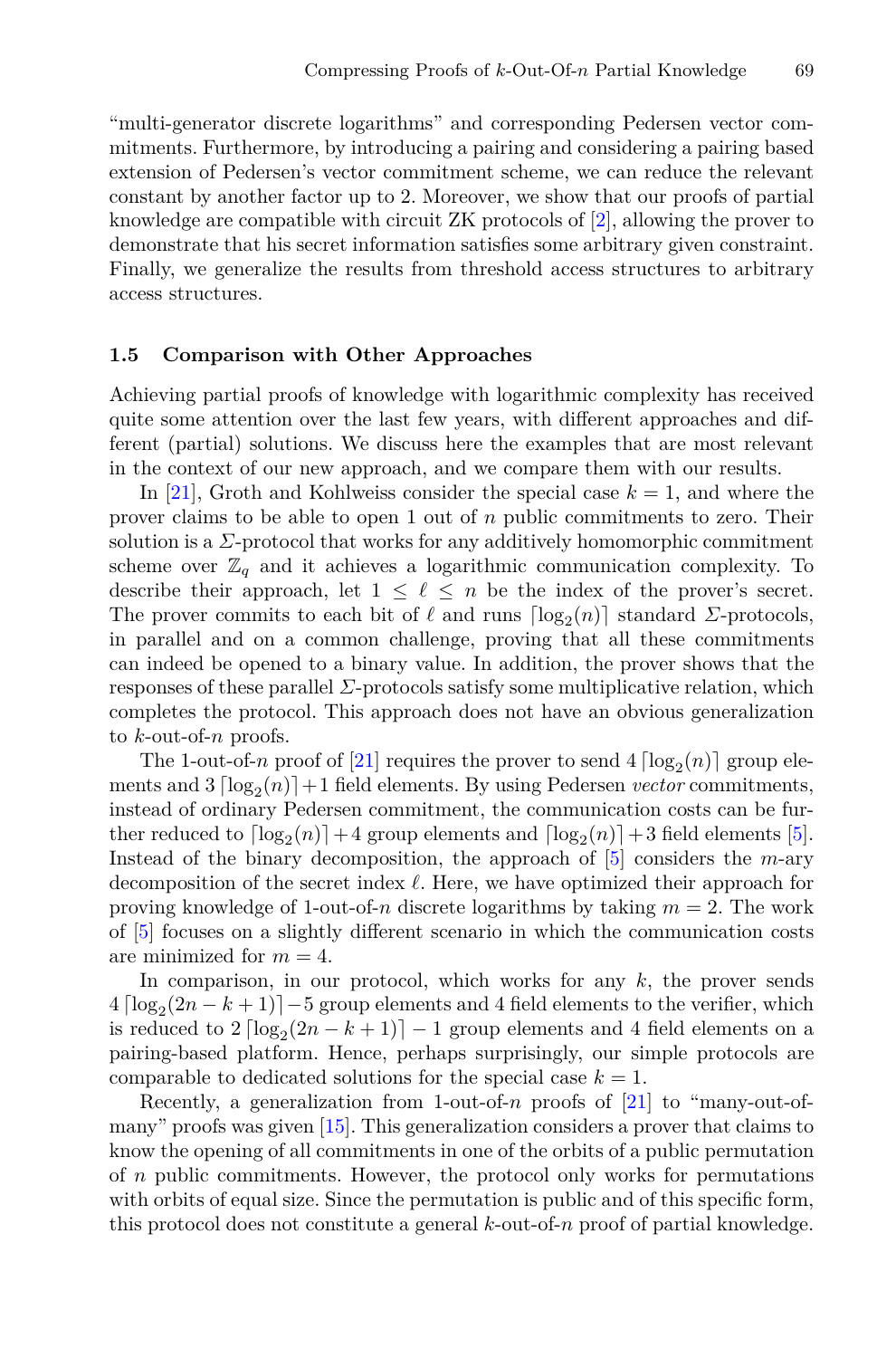"multi-generator discrete logarithms" and corresponding Pedersen vector commitments. Furthermore, by introducing a pairing and considering a pairing based extension of Pedersen's vector commitment scheme, we can reduce the relevant constant by another factor up to 2. Moreover, we show that our proofs of partial knowledge are compatible with circuit ZK protocols of [2], allowing the prover to demonstrate that his secret information satisfies some arbitrary given constraint. Finally, we generalize the results from threshold access structures to arbitrary access structures.

### 1.5 Comparison with Other Approaches

Achieving partial proofs of knowledge with logarithmic complexity has received quite some attention over the last few years, with different approaches and different (partial) solutions. We discuss here the examples that are most relevant in the context of our new approach, and we compare them with our results.

In [21], Groth and Kohlweiss consider the special case $k = 1$, and where the prover claims to be able to open 1 out of $n$ public commitments to zero. Their solution is a $\Sigma$-protocol that works for any additively homomorphic commitment scheme over $\mathbb{Z}_q$ and it achieves a logarithmic communication complexity. To describe their approach, let $1 \leq \ell \leq n$ be the index of the prover's secret. The prover commits to each bit of $\ell$ and runs $\lceil \log_2(n) \rceil$ standard $\Sigma$-protocols, in parallel and on a common challenge, proving that all these commitments can indeed be opened to a binary value. In addition, the prover shows that the responses of these parallel $\Sigma$-protocols satisfy some multiplicative relation, which completes the protocol. This approach does not have an obvious generalization to $k$-out-of-$n$ proofs.

The 1-out-of-$n$ proof of [21] requires the prover to send $4 \lceil \log_2(n) \rceil$ group elements and $3 \lceil \log_2(n) \rceil + 1$ field elements. By using Pedersen *vector* commitments, instead of ordinary Pedersen commitment, the communication costs can be further reduced to $\lceil \log_2(n) \rceil + 4$ group elements and $\lceil \log_2(n) \rceil + 3$ field elements [5]. Instead of the binary decomposition, the approach of [5] considers the $m$-ary decomposition of the secret index $\ell$. Here, we have optimized their approach for proving knowledge of 1-out-of-$n$ discrete logarithms by taking $m = 2$. The work of [5] focuses on a slightly different scenario in which the communication costs are minimized for $m = 4$.

In comparison, in our protocol, which works for any $k$, the prover sends $4 \lceil \log_2(2n - k + 1) \rceil - 5$ group elements and 4 field elements to the verifier, which is reduced to $2 \lceil \log_2(2n - k + 1) \rceil - 1$ group elements and 4 field elements on a pairing-based platform. Hence, perhaps surprisingly, our simple protocols are comparable to dedicated solutions for the special case $k = 1$.

Recently, a generalization from 1-out-of-$n$ proofs of [21] to "many-out-of-many" proofs was given [15]. This generalization considers a prover that claims to know the opening of all commitments in one of the orbits of a public permutation of $n$ public commitments. However, the protocol only works for permutations with orbits of equal size. Since the permutation is public and of this specific form, this protocol does not constitute a general $k$-out-of-$n$ proof of partial knowledge.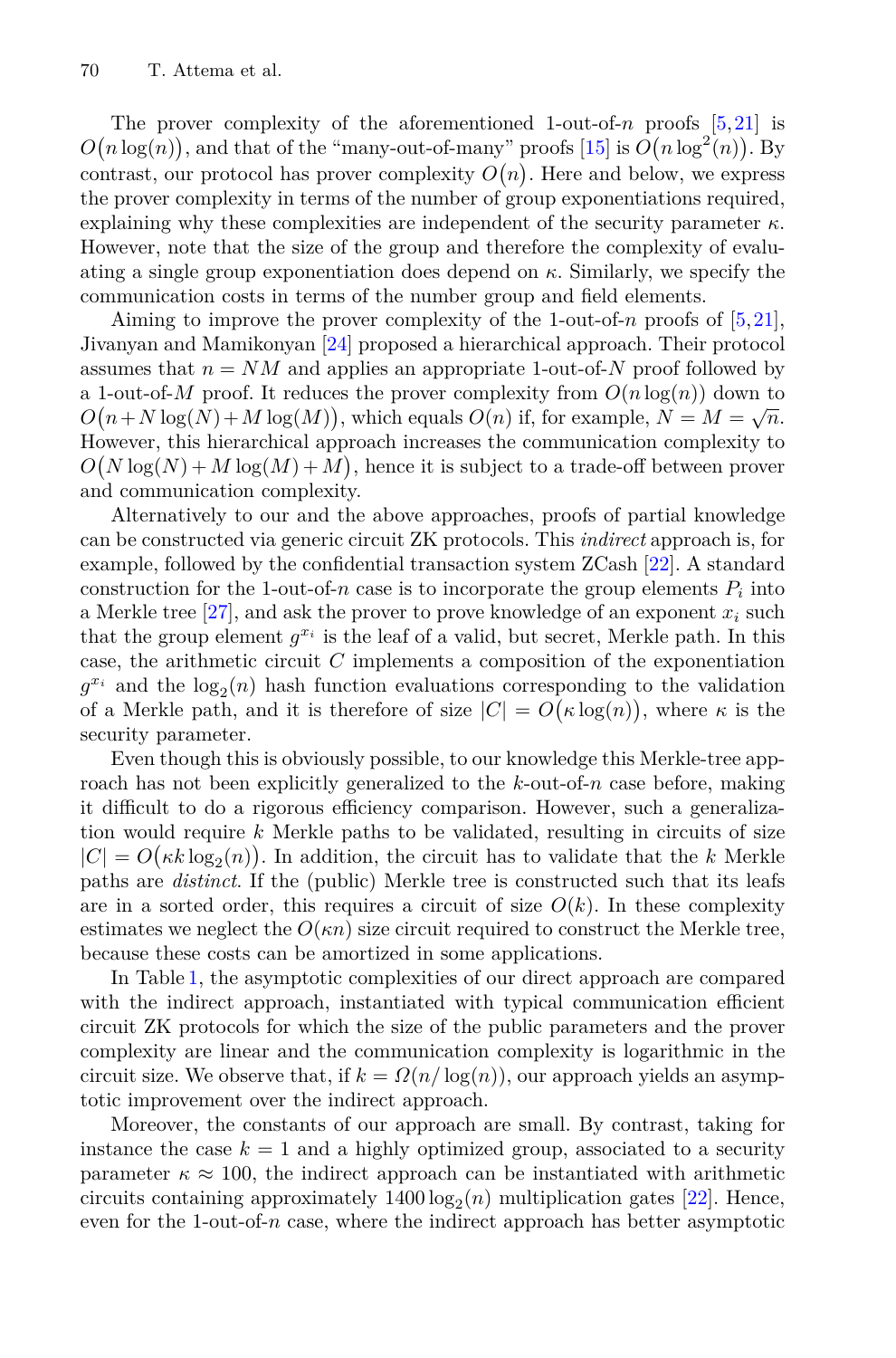The prover complexity of the aforementioned 1-out-of-$n$ proofs [5,21] is $O\big(n\log(n)\big)$, and that of the "many-out-of-many" proofs [15] is $O\big(n\log^2(n)\big)$. By contrast, our protocol has prover complexity $O\big(n\big)$. Here and below, we express the prover complexity in terms of the number of group exponentiations required, explaining why these complexities are independent of the security parameter $\kappa$. However, note that the size of the group and therefore the complexity of evaluating a single group exponentiation does depend on $\kappa$. Similarly, we specify the communication costs in terms of the number group and field elements.

Aiming to improve the prover complexity of the 1-out-of-$n$ proofs of [5,21], Jivanyan and Mamikonyan [24] proposed a hierarchical approach. Their protocol assumes that $n = NM$ and applies an appropriate 1-out-of-$N$ proof followed by a 1-out-of-$M$ proof. It reduces the prover complexity from $O(n\log(n))$ down to $O\big(n + N\log(N) + M\log(M)\big)$, which equals $O(n)$ if, for example, $N = M = \sqrt{n}$. However, this hierarchical approach increases the communication complexity to $O\big(N\log(N) + M\log(M) + M\big)$, hence it is subject to a trade-off between prover and communication complexity.

Alternatively to our and the above approaches, proofs of partial knowledge can be constructed via generic circuit ZK protocols. This *indirect* approach is, for example, followed by the confidential transaction system ZCash [22]. A standard construction for the 1-out-of-$n$ case is to incorporate the group elements $P_i$ into a Merkle tree [27], and ask the prover to prove knowledge of an exponent $x_i$ such that the group element $g^{x_i}$ is the leaf of a valid, but secret, Merkle path. In this case, the arithmetic circuit $C$ implements a composition of the exponentiation $g^{x_i}$ and the $\log_2(n)$ hash function evaluations corresponding to the validation of a Merkle path, and it is therefore of size $|C| = O\big(\kappa\log(n)\big)$, where $\kappa$ is the security parameter.

Even though this is obviously possible, to our knowledge this Merkle-tree approach has not been explicitly generalized to the $k$-out-of-$n$ case before, making it difficult to do a rigorous efficiency comparison. However, such a generalization would require $k$ Merkle paths to be validated, resulting in circuits of size $|C| = O\big(\kappa k\log_2(n)\big)$. In addition, the circuit has to validate that the $k$ Merkle paths are *distinct*. If the (public) Merkle tree is constructed such that its leafs are in a sorted order, this requires a circuit of size $O(k)$. In these complexity estimates we neglect the $O(\kappa n)$ size circuit required to construct the Merkle tree, because these costs can be amortized in some applications.

In Table 1, the asymptotic complexities of our direct approach are compared with the indirect approach, instantiated with typical communication efficient circuit ZK protocols for which the size of the public parameters and the prover complexity are linear and the communication complexity is logarithmic in the circuit size. We observe that, if $k = \Omega(n/\log(n))$, our approach yields an asymptotic improvement over the indirect approach.

Moreover, the constants of our approach are small. By contrast, taking for instance the case $k = 1$ and a highly optimized group, associated to a security parameter $\kappa \approx 100$, the indirect approach can be instantiated with arithmetic circuits containing approximately $1400\log_2(n)$ multiplication gates [22]. Hence, even for the 1-out-of-$n$ case, where the indirect approach has better asymptotic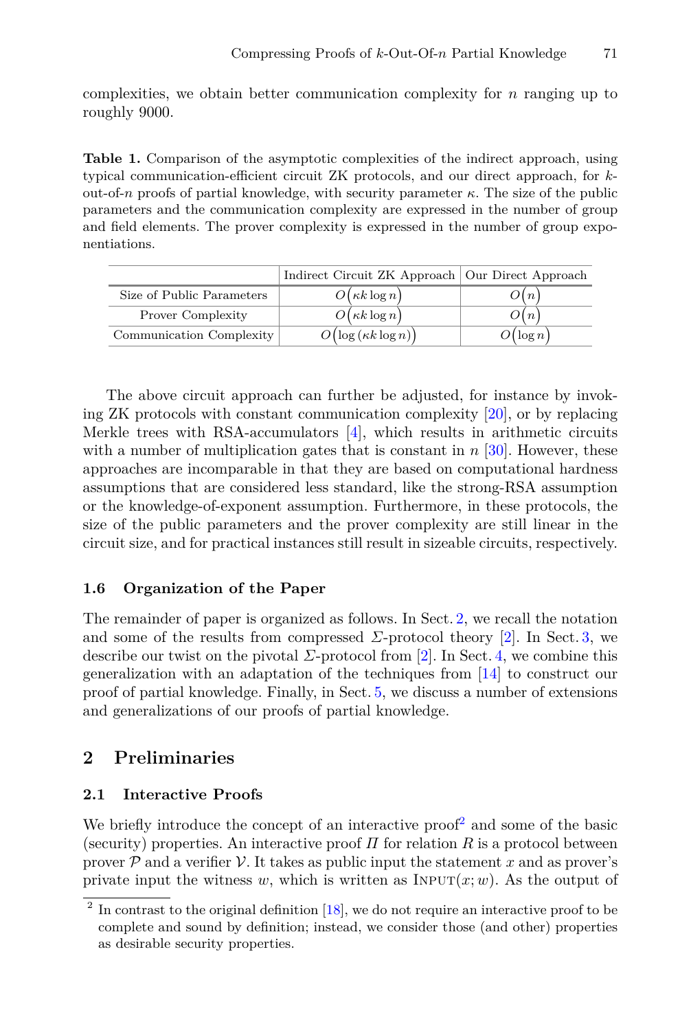complexities, we obtain better communication complexity for $n$ ranging up to roughly 9000.

**Table 1.** Comparison of the asymptotic complexities of the indirect approach, using typical communication-efficient circuit ZK protocols, and our direct approach, for $k$-out-of-$n$ proofs of partial knowledge, with security parameter $\kappa$. The size of the public parameters and the communication complexity are expressed in the number of group and field elements. The prover complexity is expressed in the number of group exponentiations.

| | Indirect Circuit ZK Approach | Our Direct Approach |
|---|---|---|
| Size of Public Parameters | $O\big(\kappa k \log n\big)$ | $O\big(n\big)$ |
| Prover Complexity | $O\big(\kappa k \log n\big)$ | $O\big(n\big)$ |
| Communication Complexity | $O\big(\log\left(\kappa k \log n\right)\big)$ | $O\big(\log n\big)$ |

The above circuit approach can further be adjusted, for instance by invoking ZK protocols with constant communication complexity [20], or by replacing Merkle trees with RSA-accumulators [4], which results in arithmetic circuits with a number of multiplication gates that is constant in $n$ [30]. However, these approaches are incomparable in that they are based on computational hardness assumptions that are considered less standard, like the strong-RSA assumption or the knowledge-of-exponent assumption. Furthermore, in these protocols, the size of the public parameters and the prover complexity are still linear in the circuit size, and for practical instances still result in sizeable circuits, respectively.

### 1.6 Organization of the Paper

The remainder of paper is organized as follows. In Sect. 2, we recall the notation and some of the results from compressed $\Sigma$-protocol theory [2]. In Sect. 3, we describe our twist on the pivotal $\Sigma$-protocol from [2]. In Sect. 4, we combine this generalization with an adaptation of the techniques from [14] to construct our proof of partial knowledge. Finally, in Sect. 5, we discuss a number of extensions and generalizations of our proofs of partial knowledge.

## 2 Preliminaries

### 2.1 Interactive Proofs

We briefly introduce the concept of an interactive proof[2] and some of the basic (security) properties. An interactive proof $\Pi$ for relation $R$ is a protocol between prover $\mathcal{P}$ and a verifier $\mathcal{V}$. It takes as public input the statement $x$ and as prover's private input the witness $w$, which is written as $\text{Input}(x; w)$. As the output of

[2] In contrast to the original definition [18], we do not require an interactive proof to be complete and sound by definition; instead, we consider those (and other) properties as desirable security properties.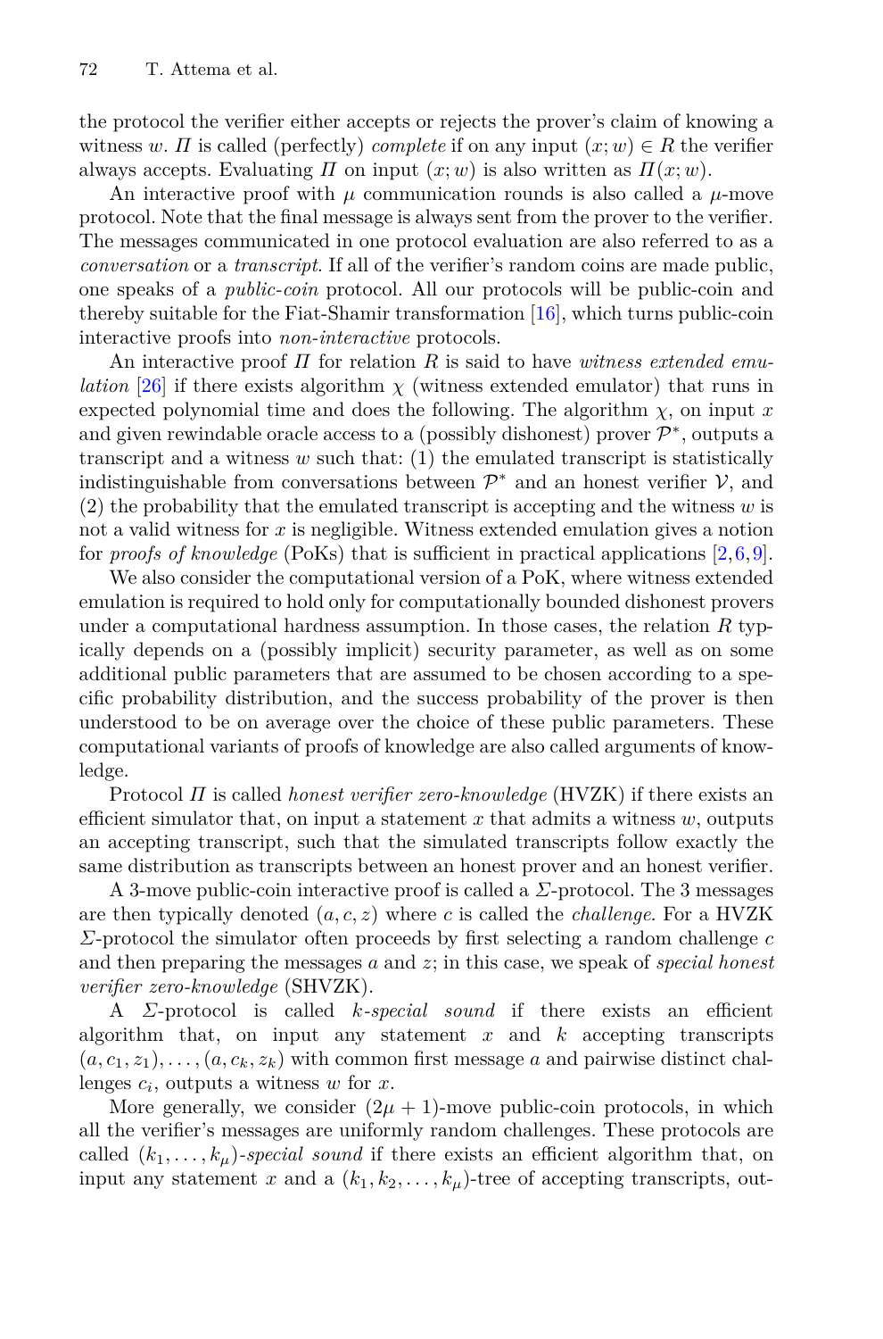the protocol the verifier either accepts or rejects the prover's claim of knowing a witness $w$. $\Pi$ is called (perfectly) *complete* if on any input $(x; w) \in R$ the verifier always accepts. Evaluating $\Pi$ on input $(x; w)$ is also written as $\Pi(x; w)$.

An interactive proof with $\mu$ communication rounds is also called a $\mu$-move protocol. Note that the final message is always sent from the prover to the verifier. The messages communicated in one protocol evaluation are also referred to as a *conversation* or a *transcript*. If all of the verifier's random coins are made public, one speaks of a *public-coin* protocol. All our protocols will be public-coin and thereby suitable for the Fiat-Shamir transformation [16], which turns public-coin interactive proofs into *non-interactive* protocols.

An interactive proof $\Pi$ for relation $R$ is said to have *witness extended emulation* [26] if there exists algorithm $\chi$ (witness extended emulator) that runs in expected polynomial time and does the following. The algorithm $\chi$, on input $x$ and given rewindable oracle access to a (possibly dishonest) prover $\mathcal{P}^*$, outputs a transcript and a witness $w$ such that: (1) the emulated transcript is statistically indistinguishable from conversations between $\mathcal{P}^*$ and an honest verifier $\mathcal{V}$, and (2) the probability that the emulated transcript is accepting and the witness $w$ is not a valid witness for $x$ is negligible. Witness extended emulation gives a notion for *proofs of knowledge* (PoKs) that is sufficient in practical applications [2,6,9].

We also consider the computational version of a PoK, where witness extended emulation is required to hold only for computationally bounded dishonest provers under a computational hardness assumption. In those cases, the relation $R$ typically depends on a (possibly implicit) security parameter, as well as on some additional public parameters that are assumed to be chosen according to a specific probability distribution, and the success probability of the prover is then understood to be on average over the choice of these public parameters. These computational variants of proofs of knowledge are also called arguments of knowledge.

Protocol $\Pi$ is called *honest verifier zero-knowledge* (HVZK) if there exists an efficient simulator that, on input a statement $x$ that admits a witness $w$, outputs an accepting transcript, such that the simulated transcripts follow exactly the same distribution as transcripts between an honest prover and an honest verifier.

A 3-move public-coin interactive proof is called a $\Sigma$-protocol. The 3 messages are then typically denoted $(a, c, z)$ where $c$ is called the *challenge*. For a HVZK $\Sigma$-protocol the simulator often proceeds by first selecting a random challenge $c$ and then preparing the messages $a$ and $z$; in this case, we speak of *special honest verifier zero-knowledge* (SHVZK).

A $\Sigma$-protocol is called *$k$-special sound* if there exists an efficient algorithm that, on input any statement $x$ and $k$ accepting transcripts $(a, c_1, z_1), \dots, (a, c_k, z_k)$ with common first message $a$ and pairwise distinct challenges $c_i$, outputs a witness $w$ for $x$.

More generally, we consider $(2\mu + 1)$-move public-coin protocols, in which all the verifier's messages are uniformly random challenges. These protocols are called *$(k_1, \dots, k_\mu)$-special sound* if there exists an efficient algorithm that, on input any statement $x$ and a $(k_1, k_2, \dots, k_\mu)$-tree of accepting transcripts, out-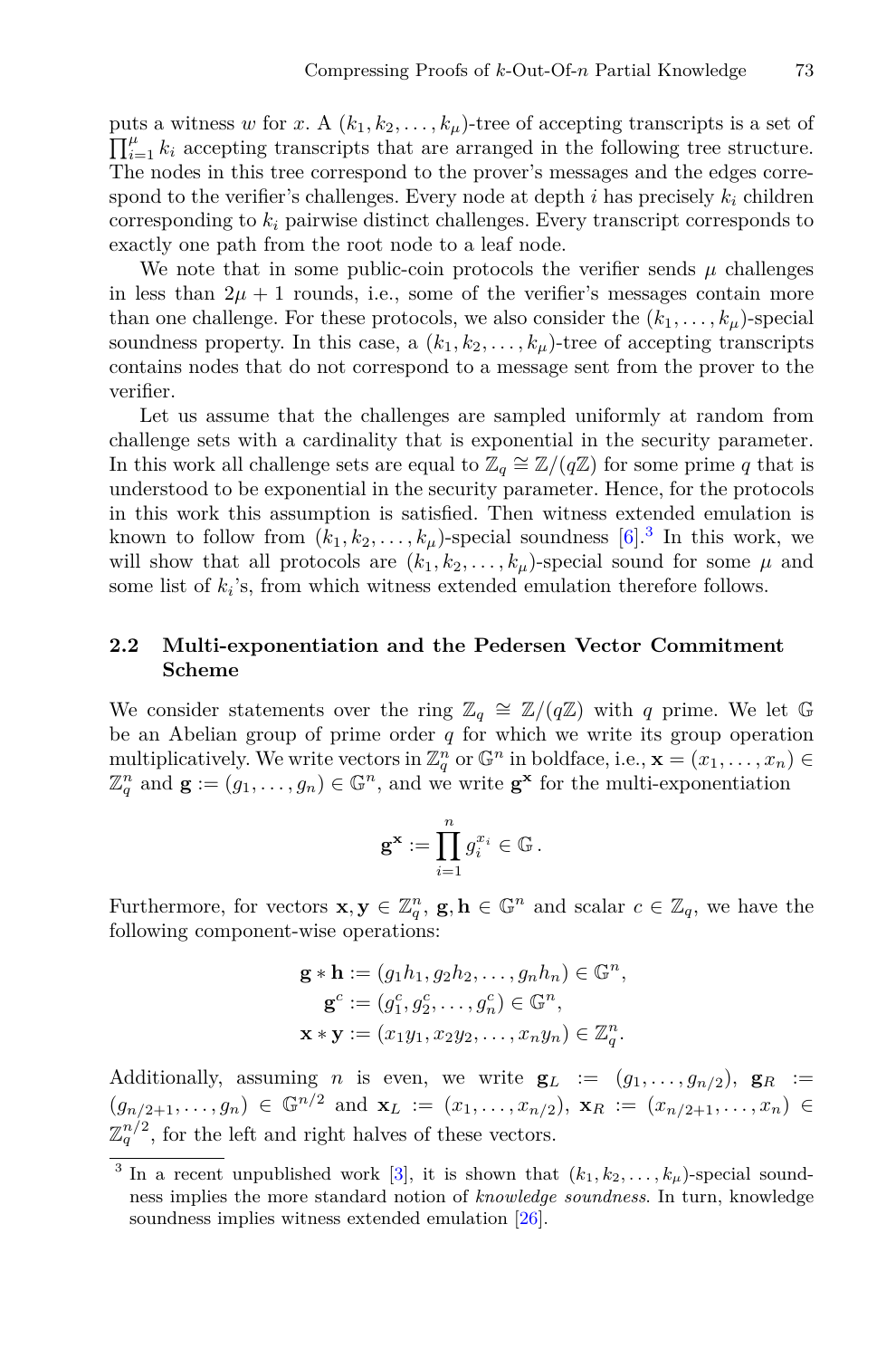puts a witness $w$ for $x$. A $(k_1, k_2, \ldots, k_\mu)$-tree of accepting transcripts is a set of $\prod_{i=1}^{\mu} k_i$ accepting transcripts that are arranged in the following tree structure. The nodes in this tree correspond to the prover's messages and the edges correspond to the verifier's challenges. Every node at depth $i$ has precisely $k_i$ children corresponding to $k_i$ pairwise distinct challenges. Every transcript corresponds to exactly one path from the root node to a leaf node.

We note that in some public-coin protocols the verifier sends $\mu$ challenges in less than $2\mu + 1$ rounds, i.e., some of the verifier's messages contain more than one challenge. For these protocols, we also consider the $(k_1, \ldots, k_\mu)$-special soundness property. In this case, a $(k_1, k_2, \ldots, k_\mu)$-tree of accepting transcripts contains nodes that do not correspond to a message sent from the prover to the verifier.

Let us assume that the challenges are sampled uniformly at random from challenge sets with a cardinality that is exponential in the security parameter. In this work all challenge sets are equal to $\mathbb{Z}_q \cong \mathbb{Z}/(q\mathbb{Z})$ for some prime $q$ that is understood to be exponential in the security parameter. Hence, for the protocols in this work this assumption is satisfied. Then witness extended emulation is known to follow from $(k_1, k_2, \ldots, k_\mu)$-special soundness [6].[3] In this work, we will show that all protocols are $(k_1, k_2, \ldots, k_\mu)$-special sound for some $\mu$ and some list of $k_i$'s, from which witness extended emulation therefore follows.

## 2.2 Multi-exponentiation and the Pedersen Vector Commitment Scheme

We consider statements over the ring $\mathbb{Z}_q \cong \mathbb{Z}/(q\mathbb{Z})$ with $q$ prime. We let $\mathbb{G}$ be an Abelian group of prime order $q$ for which we write its group operation multiplicatively. We write vectors in $\mathbb{Z}_q^n$ or $\mathbb{G}^n$ in boldface, i.e., $\mathbf{x} = (x_1, \ldots, x_n) \in \mathbb{Z}_q^n$ and $\mathbf{g} := (g_1, \ldots, g_n) \in \mathbb{G}^n$, and we write $\mathbf{g}^{\mathbf{x}}$ for the multi-exponentiation

$$\mathbf{g}^{\mathbf{x}} := \prod_{i=1}^{n} g_i^{x_i} \in \mathbb{G}\,.$$

Furthermore, for vectors $\mathbf{x}, \mathbf{y} \in \mathbb{Z}_q^n$, $\mathbf{g}, \mathbf{h} \in \mathbb{G}^n$ and scalar $c \in \mathbb{Z}_q$, we have the following component-wise operations:

$$\begin{aligned}
\mathbf{g} * \mathbf{h} &:= (g_1 h_1, g_2 h_2, \ldots, g_n h_n) \in \mathbb{G}^n, \\
\mathbf{g}^c &:= (g_1^c, g_2^c, \ldots, g_n^c) \in \mathbb{G}^n, \\
\mathbf{x} * \mathbf{y} &:= (x_1 y_1, x_2 y_2, \ldots, x_n y_n) \in \mathbb{Z}_q^n.
\end{aligned}$$

Additionally, assuming $n$ is even, we write $\mathbf{g}_L := (g_1, \ldots, g_{n/2})$, $\mathbf{g}_R := (g_{n/2+1}, \ldots, g_n) \in \mathbb{G}^{n/2}$ and $\mathbf{x}_L := (x_1, \ldots, x_{n/2})$, $\mathbf{x}_R := (x_{n/2+1}, \ldots, x_n) \in \mathbb{Z}_q^{n/2}$, for the left and right halves of these vectors.

[3] In a recent unpublished work [3], it is shown that $(k_1, k_2, \ldots, k_\mu)$-special soundness implies the more standard notion of *knowledge soundness*. In turn, knowledge soundness implies witness extended emulation [26].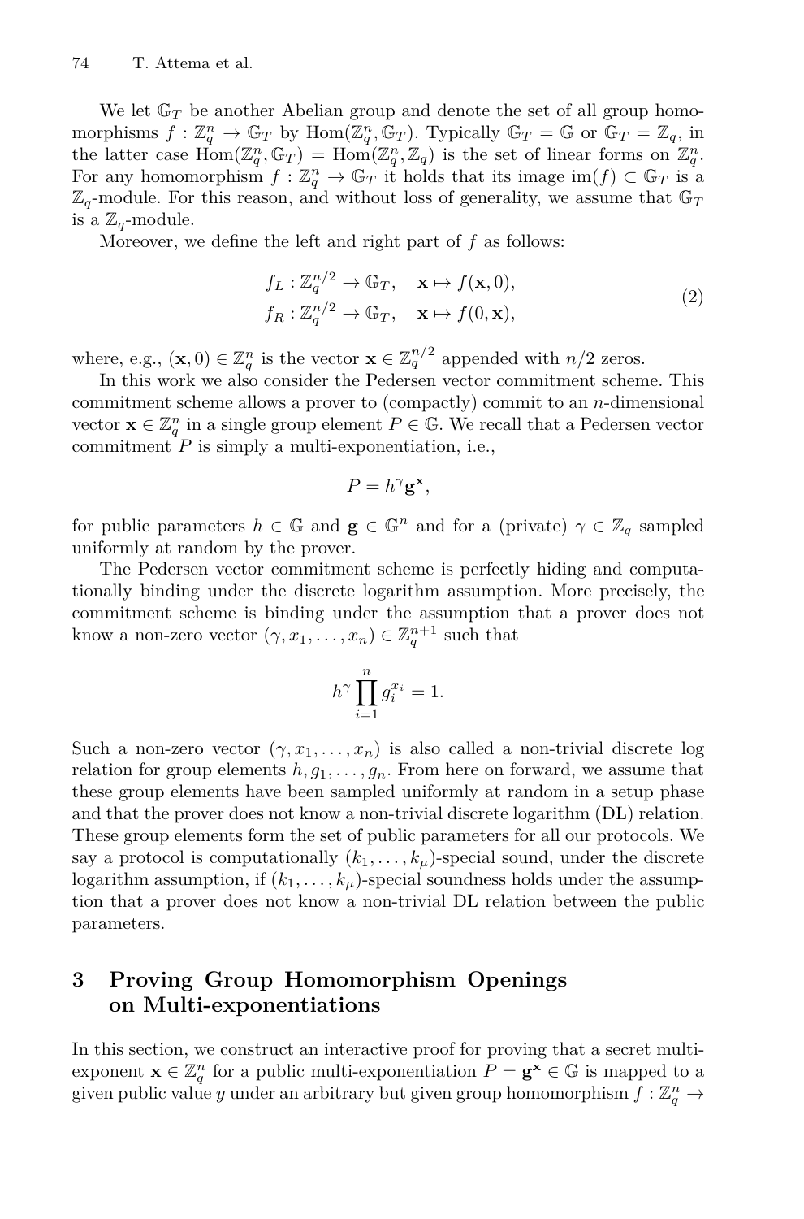We let $\mathbb{G}_T$ be another Abelian group and denote the set of all group homomorphisms $f : \mathbb{Z}_q^n \to \mathbb{G}_T$ by $\mathrm{Hom}(\mathbb{Z}_q^n, \mathbb{G}_T)$. Typically $\mathbb{G}_T = \mathbb{G}$ or $\mathbb{G}_T = \mathbb{Z}_q$, in the latter case $\mathrm{Hom}(\mathbb{Z}_q^n, \mathbb{G}_T) = \mathrm{Hom}(\mathbb{Z}_q^n, \mathbb{Z}_q)$ is the set of linear forms on $\mathbb{Z}_q^n$. For any homomorphism $f : \mathbb{Z}_q^n \to \mathbb{G}_T$ it holds that its image $\mathrm{im}(f) \subset \mathbb{G}_T$ is a $\mathbb{Z}_q$-module. For this reason, and without loss of generality, we assume that $\mathbb{G}_T$ is a $\mathbb{Z}_q$-module.

Moreover, we define the left and right part of $f$ as follows:

$$
\begin{aligned}
f_L &: \mathbb{Z}_q^{n/2} \to \mathbb{G}_T, \quad \mathbf{x} \mapsto f(\mathbf{x}, 0), \\
f_R &: \mathbb{Z}_q^{n/2} \to \mathbb{G}_T, \quad \mathbf{x} \mapsto f(0, \mathbf{x}),
\end{aligned}
\tag{2}
$$

where, e.g., $(\mathbf{x}, 0) \in \mathbb{Z}_q^n$ is the vector $\mathbf{x} \in \mathbb{Z}_q^{n/2}$ appended with $n/2$ zeros.

In this work we also consider the Pedersen vector commitment scheme. This commitment scheme allows a prover to (compactly) commit to an $n$-dimensional vector $\mathbf{x} \in \mathbb{Z}_q^n$ in a single group element $P \in \mathbb{G}$. We recall that a Pedersen vector commitment $P$ is simply a multi-exponentiation, i.e.,

$$
P = h^\gamma \mathbf{g}^{\mathbf{x}},
$$

for public parameters $h \in \mathbb{G}$ and $\mathbf{g} \in \mathbb{G}^n$ and for a (private) $\gamma \in \mathbb{Z}_q$ sampled uniformly at random by the prover.

The Pedersen vector commitment scheme is perfectly hiding and computationally binding under the discrete logarithm assumption. More precisely, the commitment scheme is binding under the assumption that a prover does not know a non-zero vector $(\gamma, x_1, \dots, x_n) \in \mathbb{Z}_q^{n+1}$ such that

$$
h^\gamma \prod_{i=1}^{n} g_i^{x_i} = 1.
$$

Such a non-zero vector $(\gamma, x_1, \dots, x_n)$ is also called a non-trivial discrete log relation for group elements $h, g_1, \dots, g_n$. From here on forward, we assume that these group elements have been sampled uniformly at random in a setup phase and that the prover does not know a non-trivial discrete logarithm (DL) relation. These group elements form the set of public parameters for all our protocols. We say a protocol is computationally $(k_1, \dots, k_\mu)$-special sound, under the discrete logarithm assumption, if $(k_1, \dots, k_\mu)$-special soundness holds under the assumption that a prover does not know a non-trivial DL relation between the public parameters.

## 3 Proving Group Homomorphism Openings on Multi-exponentiations

In this section, we construct an interactive proof for proving that a secret multi-exponent $\mathbf{x} \in \mathbb{Z}_q^n$ for a public multi-exponentiation $P = \mathbf{g}^{\mathbf{x}} \in \mathbb{G}$ is mapped to a given public value $y$ under an arbitrary but given group homomorphism $f : \mathbb{Z}_q^n \to$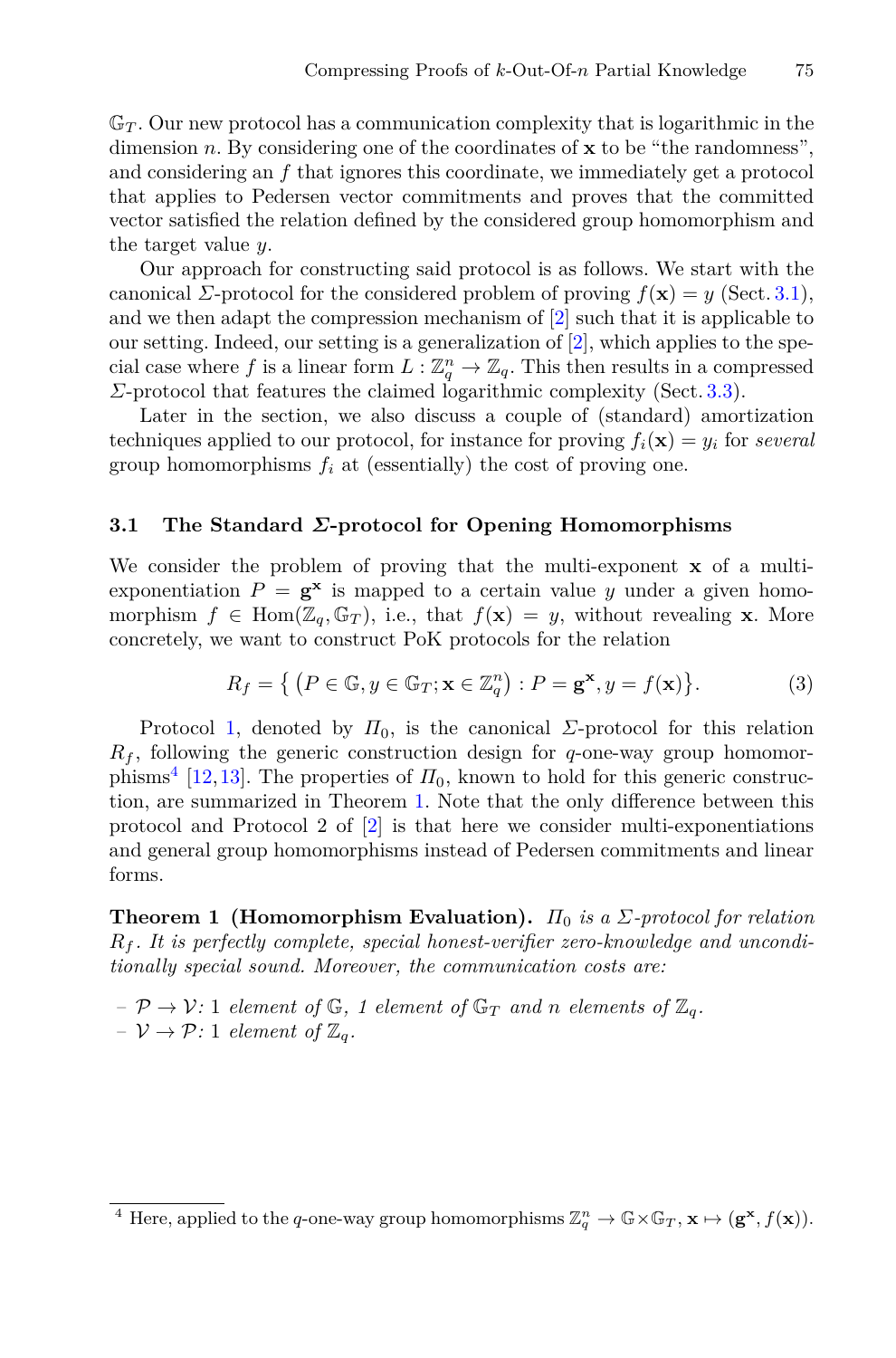$\mathbb{G}_T$. Our new protocol has a communication complexity that is logarithmic in the dimension $n$. By considering one of the coordinates of $\mathbf{x}$ to be "the randomness", and considering an $f$ that ignores this coordinate, we immediately get a protocol that applies to Pedersen vector commitments and proves that the committed vector satisfied the relation defined by the considered group homomorphism and the target value $y$.

Our approach for constructing said protocol is as follows. We start with the canonical $\Sigma$-protocol for the considered problem of proving $f(\mathbf{x}) = y$ (Sect. 3.1), and we then adapt the compression mechanism of [2] such that it is applicable to our setting. Indeed, our setting is a generalization of [2], which applies to the special case where $f$ is a linear form $L : \mathbb{Z}_q^n \to \mathbb{Z}_q$. This then results in a compressed $\Sigma$-protocol that features the claimed logarithmic complexity (Sect. 3.3).

Later in the section, we also discuss a couple of (standard) amortization techniques applied to our protocol, for instance for proving $f_i(\mathbf{x}) = y_i$ for *several* group homomorphisms $f_i$ at (essentially) the cost of proving one.

### 3.1 The Standard $\Sigma$-protocol for Opening Homomorphisms

We consider the problem of proving that the multi-exponent $\mathbf{x}$ of a multi-exponentiation $P = \mathbf{g}^{\mathbf{x}}$ is mapped to a certain value $y$ under a given homomorphism $f \in \mathrm{Hom}(\mathbb{Z}_q, \mathbb{G}_T)$, i.e., that $f(\mathbf{x}) = y$, without revealing $\mathbf{x}$. More concretely, we want to construct PoK protocols for the relation

$$R_f = \left\{ \left(P \in \mathbb{G}, y \in \mathbb{G}_T; \mathbf{x} \in \mathbb{Z}_q^n\right) : P = \mathbf{g}^{\mathbf{x}}, y = f(\mathbf{x}) \right\}. \tag{3}$$

Protocol 1, denoted by $\Pi_0$, is the canonical $\Sigma$-protocol for this relation $R_f$, following the generic construction design for $q$-one-way group homomorphisms[4] [12,13]. The properties of $\Pi_0$, known to hold for this generic construction, are summarized in Theorem 1. Note that the only difference between this protocol and Protocol 2 of [2] is that here we consider multi-exponentiations and general group homomorphisms instead of Pedersen commitments and linear forms.

**Theorem 1 (Homomorphism Evaluation).** *$\Pi_0$ is a $\Sigma$-protocol for relation $R_f$. It is perfectly complete, special honest-verifier zero-knowledge and unconditionally special sound. Moreover, the communication costs are:*

- $\mathcal{P} \to \mathcal{V}$: 1 *element of* $\mathbb{G}$, *1 element of* $\mathbb{G}_T$ *and* $n$ *elements of* $\mathbb{Z}_q$.
- $\mathcal{V} \to \mathcal{P}$: 1 *element of* $\mathbb{Z}_q$.

[4] Here, applied to the $q$-one-way group homomorphisms $\mathbb{Z}_q^n \to \mathbb{G} \times \mathbb{G}_T, \mathbf{x} \mapsto (\mathbf{g}^{\mathbf{x}}, f(\mathbf{x}))$.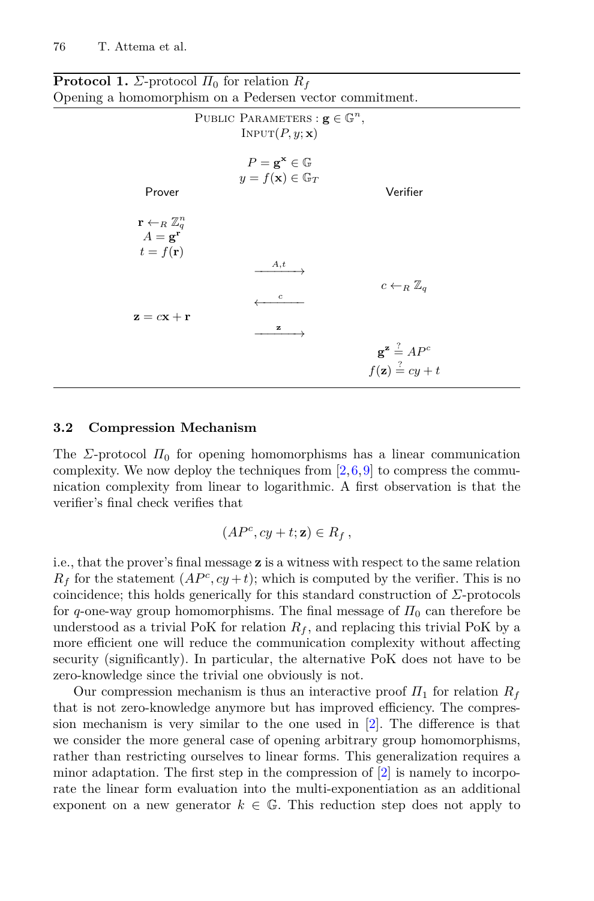**Protocol 1.** *Σ*-protocol $\Pi_0$ for relation $R_f$
Opening a homomorphism on a Pedersen vector commitment.

Public Parameters : $\mathbf{g} \in \mathbb{G}^n$,
Input$(P, y; \mathbf{x})$

$P = \mathbf{g}^{\mathbf{x}} \in \mathbb{G}$
$y = f(\mathbf{x}) \in \mathbb{G}_T$

| Prover | | Verifier |
|---|---|---|
| $\mathbf{r} \leftarrow_R \mathbb{Z}_q^n$ <br> $A = \mathbf{g}^{\mathbf{r}}$ <br> $t = f(\mathbf{r})$ | | |
| | $\xrightarrow{A,t}$ | |
| | | $c \leftarrow_R \mathbb{Z}_q$ |
| | $\xleftarrow{c}$ | |
| $\mathbf{z} = c\mathbf{x} + \mathbf{r}$ | | |
| | $\xrightarrow{\mathbf{z}}$ | |
| | | $\mathbf{g}^{\mathbf{z}} \stackrel{?}{=} AP^c$ <br> $f(\mathbf{z}) \stackrel{?}{=} cy + t$ |

### 3.2 Compression Mechanism

The *Σ*-protocol $\Pi_0$ for opening homomorphisms has a linear communication complexity. We now deploy the techniques from [2,6,9] to compress the communication complexity from linear to logarithmic. A first observation is that the verifier's final check verifies that

$$(AP^c, cy + t; \mathbf{z}) \in R_f \,,$$

i.e., that the prover's final message $\mathbf{z}$ is a witness with respect to the same relation $R_f$ for the statement $(AP^c, cy+t)$; which is computed by the verifier. This is no coincidence; this holds generically for this standard construction of *Σ*-protocols for $q$-one-way group homomorphisms. The final message of $\Pi_0$ can therefore be understood as a trivial PoK for relation $R_f$, and replacing this trivial PoK by a more efficient one will reduce the communication complexity without affecting security (significantly). In particular, the alternative PoK does not have to be zero-knowledge since the trivial one obviously is not.

Our compression mechanism is thus an interactive proof $\Pi_1$ for relation $R_f$ that is not zero-knowledge anymore but has improved efficiency. The compression mechanism is very similar to the one used in [2]. The difference is that we consider the more general case of opening arbitrary group homomorphisms, rather than restricting ourselves to linear forms. This generalization requires a minor adaptation. The first step in the compression of [2] is namely to incorporate the linear form evaluation into the multi-exponentiation as an additional exponent on a new generator $k \in \mathbb{G}$. This reduction step does not apply to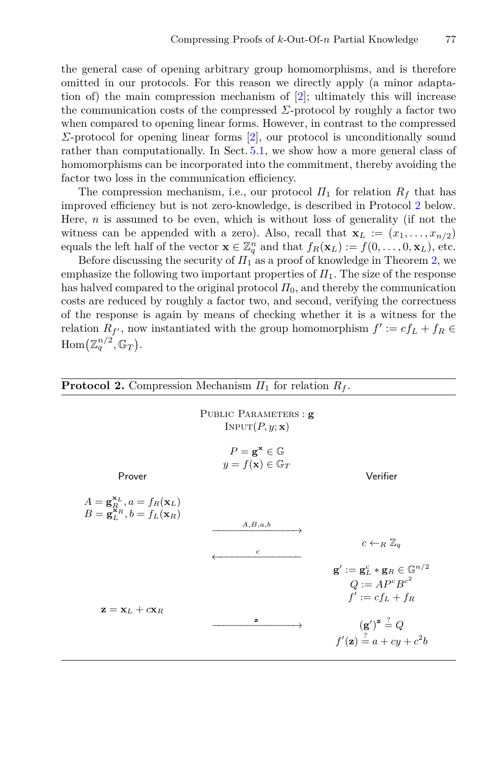the general case of opening arbitrary group homomorphisms, and is therefore omitted in our protocols. For this reason we directly apply (a minor adaptation of) the main compression mechanism of [2]; ultimately this will increase the communication costs of the compressed $\Sigma$-protocol by roughly a factor two when compared to opening linear forms. However, in contrast to the compressed $\Sigma$-protocol for opening linear forms [2], our protocol is unconditionally sound rather than computationally. In Sect. 5.1, we show how a more general class of homomorphisms can be incorporated into the commitment, thereby avoiding the factor two loss in the communication efficiency.

The compression mechanism, i.e., our protocol $\Pi_1$ for relation $R_f$ that has improved efficiency but is not zero-knowledge, is described in Protocol 2 below. Here, $n$ is assumed to be even, which is without loss of generality (if not the witness can be appended with a zero). Also, recall that $\mathbf{x}_L := (x_1, \dots, x_{n/2})$ equals the left half of the vector $\mathbf{x} \in \mathbb{Z}_q^n$ and that $f_R(\mathbf{x}_L) := f(0, \dots, 0, \mathbf{x}_L)$, etc.

Before discussing the security of $\Pi_1$ as a proof of knowledge in Theorem 2, we emphasize the following two important properties of $\Pi_1$. The size of the response has halved compared to the original protocol $\Pi_0$, and thereby the communication costs are reduced by roughly a factor two, and second, verifying the correctness of the response is again by means of checking whether it is a witness for the relation $R_{f'}$, now instantiated with the group homomorphism $f' := cf_L + f_R \in \mathrm{Hom}(\mathbb{Z}_q^{n/2}, \mathbb{G}_T)$.

**Protocol 2.** Compression Mechanism $\Pi_1$ for relation $R_f$.

Public Parameters : $\mathbf{g}$
Input$(P, y; \mathbf{x})$

$$P = \mathbf{g}^{\mathbf{x}} \in \mathbb{G}$$
$$y = f(\mathbf{x}) \in \mathbb{G}_T$$

**Prover**

$A = \mathbf{g}_R^{\mathbf{x}_L},\ a = f_R(\mathbf{x}_L)$
$B = \mathbf{g}_L^{\mathbf{x}_R},\ b = f_L(\mathbf{x}_R)$

Prover → Verifier: $A, B, a, b$

**Verifier**

$c \leftarrow_R \mathbb{Z}_q$

Verifier → Prover: $c$

Verifier:
$\mathbf{g}' := \mathbf{g}_L^c * \mathbf{g}_R \in \mathbb{G}^{n/2}$
$Q := AP^cB^{c^2}$
$f' := cf_L + f_R$

Prover:
$\mathbf{z} = \mathbf{x}_L + c\mathbf{x}_R$

Prover → Verifier: $\mathbf{z}$

Verifier checks:
$(\mathbf{g}')^{\mathbf{z}} \stackrel{?}{=} Q$
$f'(\mathbf{z}) \stackrel{?}{=} a + cy + c^2b$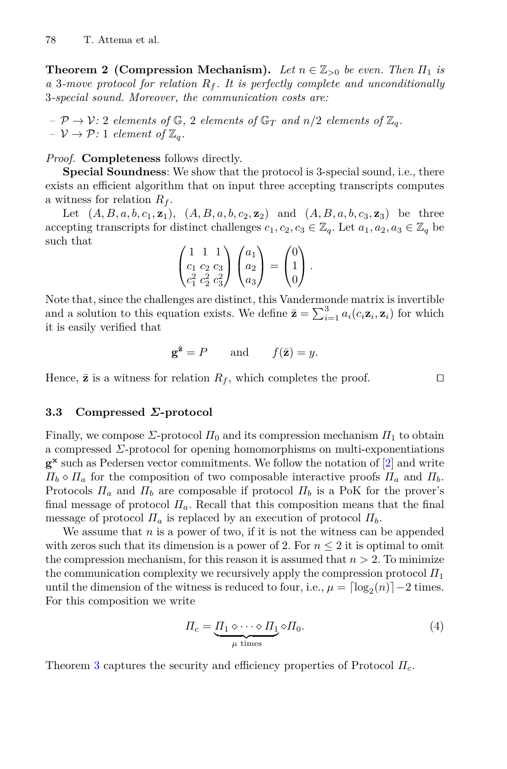**Theorem 2 (Compression Mechanism).** *Let $n \in \mathbb{Z}_{>0}$ be even. Then $\Pi_1$ is a 3-move protocol for relation $R_f$. It is perfectly complete and unconditionally 3-special sound. Moreover, the communication costs are:*

- *$\mathcal{P} \rightarrow \mathcal{V}$: 2 elements of $\mathbb{G}$, 2 elements of $\mathbb{G}_T$ and $n/2$ elements of $\mathbb{Z}_q$.*
- *$\mathcal{V} \rightarrow \mathcal{P}$: 1 element of $\mathbb{Z}_q$.*

*Proof.* **Completeness** follows directly.

**Special Soundness**: We show that the protocol is 3-special sound, i.e., there exists an efficient algorithm that on input three accepting transcripts computes a witness for relation $R_f$.

Let $(A, B, a, b, c_1, \mathbf{z}_1)$, $(A, B, a, b, c_2, \mathbf{z}_2)$ and $(A, B, a, b, c_3, \mathbf{z}_3)$ be three accepting transcripts for distinct challenges $c_1, c_2, c_3 \in \mathbb{Z}_q$. Let $a_1, a_2, a_3 \in \mathbb{Z}_q$ be such that

$$\begin{pmatrix} 1 & 1 & 1 \\ c_1 & c_2 & c_3 \\ c_1^2 & c_2^2 & c_3^2 \end{pmatrix} \begin{pmatrix} a_1 \\ a_2 \\ a_3 \end{pmatrix} = \begin{pmatrix} 0 \\ 1 \\ 0 \end{pmatrix}.$$

Note that, since the challenges are distinct, this Vandermonde matrix is invertible and a solution to this equation exists. We define $\bar{\mathbf{z}} = \sum_{i=1}^{3} a_i(c_i \mathbf{z}_i, \mathbf{z}_i)$ for which it is easily verified that

$$\mathbf{g}^{\bar{\mathbf{z}}} = P \qquad \text{and} \qquad f(\bar{\mathbf{z}}) = y.$$

Hence, $\bar{\mathbf{z}}$ is a witness for relation $R_f$, which completes the proof. $\square$

### 3.3 Compressed $\Sigma$-protocol

Finally, we compose $\Sigma$-protocol $\Pi_0$ and its compression mechanism $\Pi_1$ to obtain a compressed $\Sigma$-protocol for opening homomorphisms on multi-exponentiations $\mathbf{g}^{\mathbf{x}}$ such as Pedersen vector commitments. We follow the notation of [2] and write $\Pi_b \diamond \Pi_a$ for the composition of two composable interactive proofs $\Pi_a$ and $\Pi_b$. Protocols $\Pi_a$ and $\Pi_b$ are composable if protocol $\Pi_b$ is a PoK for the prover's final message of protocol $\Pi_a$. Recall that this composition means that the final message of protocol $\Pi_a$ is replaced by an execution of protocol $\Pi_b$.

We assume that $n$ is a power of two, if it is not the witness can be appended with zeros such that its dimension is a power of 2. For $n \leq 2$ it is optimal to omit the compression mechanism, for this reason it is assumed that $n > 2$. To minimize the communication complexity we recursively apply the compression protocol $\Pi_1$ until the dimension of the witness is reduced to four, i.e., $\mu = \lceil \log_2(n) \rceil - 2$ times. For this composition we write

$$\Pi_c = \underbrace{\Pi_1 \diamond \cdots \diamond \Pi_1}_{\mu \text{ times}} \diamond \Pi_0. \tag{4}$$

Theorem 3 captures the security and efficiency properties of Protocol $\Pi_c$.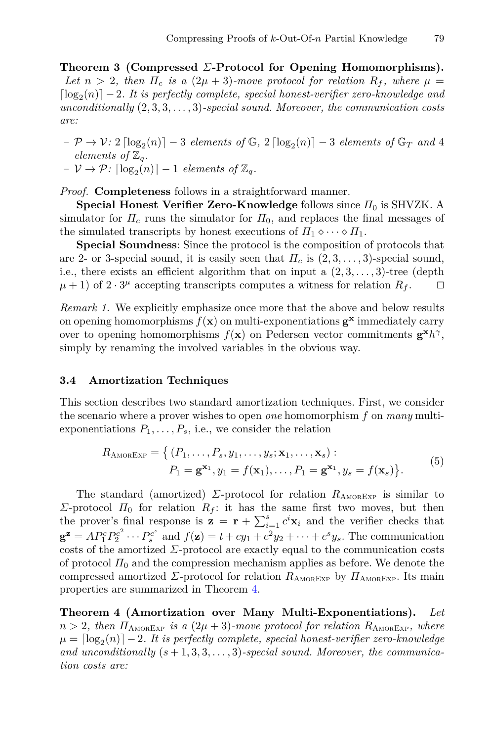**Theorem 3 (Compressed $\Sigma$-Protocol for Opening Homomorphisms).** *Let $n > 2$, then $\Pi_c$ is a $(2\mu+3)$-move protocol for relation $R_f$, where $\mu = \lceil \log_2(n) \rceil - 2$. It is perfectly complete, special honest-verifier zero-knowledge and unconditionally $(2, 3, 3, \ldots, 3)$-special sound. Moreover, the communication costs are:*

- *$\mathcal{P} \to \mathcal{V}$: $2\lceil \log_2(n) \rceil - 3$ elements of $\mathbb{G}$, $2\lceil \log_2(n) \rceil - 3$ elements of $\mathbb{G}_T$ and 4 elements of $\mathbb{Z}_q$.*
- *$\mathcal{V} \to \mathcal{P}$: $\lceil \log_2(n) \rceil - 1$ elements of $\mathbb{Z}_q$.*

*Proof.* **Completeness** follows in a straightforward manner.

**Special Honest Verifier Zero-Knowledge** follows since $\Pi_0$ is SHVZK. A simulator for $\Pi_c$ runs the simulator for $\Pi_0$, and replaces the final messages of the simulated transcripts by honest executions of $\Pi_1 \diamond \cdots \diamond \Pi_1$.

**Special Soundness**: Since the protocol is the composition of protocols that are 2- or 3-special sound, it is easily seen that $\Pi_c$ is $(2, 3, \ldots, 3)$-special sound, i.e., there exists an efficient algorithm that on input a $(2, 3, \ldots, 3)$-tree (depth $\mu + 1$) of $2 \cdot 3^\mu$ accepting transcripts computes a witness for relation $R_f$. ◻

*Remark 1.* We explicitly emphasize once more that the above and below results on opening homomorphisms $f(\mathbf{x})$ on multi-exponentiations $\mathbf{g}^{\mathbf{x}}$ immediately carry over to opening homomorphisms $f(\mathbf{x})$ on Pedersen vector commitments $\mathbf{g}^{\mathbf{x}} h^\gamma$, simply by renaming the involved variables in the obvious way.

### 3.4 Amortization Techniques

This section describes two standard amortization techniques. First, we consider the scenario where a prover wishes to open *one* homomorphism $f$ on *many* multi-exponentiations $P_1, \ldots, P_s$, i.e., we consider the relation

$$
\begin{aligned}
R_{\text{AmorExp}} = \big\{ &(P_1, \ldots, P_s, y_1, \ldots, y_s; \mathbf{x}_1, \ldots, \mathbf{x}_s) : \\
&P_1 = \mathbf{g}^{\mathbf{x}_1}, y_1 = f(\mathbf{x}_1), \ldots, P_1 = \mathbf{g}^{\mathbf{x}_1}, y_s = f(\mathbf{x}_s) \big\}.
\end{aligned} \tag{5}
$$

The standard (amortized) $\Sigma$-protocol for relation $R_{\text{AmorExp}}$ is similar to $\Sigma$-protocol $\Pi_0$ for relation $R_f$: it has the same first two moves, but then the prover's final response is $\mathbf{z} = \mathbf{r} + \sum_{i=1}^{s} c^i \mathbf{x}_i$ and the verifier checks that $\mathbf{g}^{\mathbf{z}} = A P_1^c P_2^{c^2} \cdots P_s^{c^s}$ and $f(\mathbf{z}) = t + c y_1 + c^2 y_2 + \cdots + c^s y_s$. The communication costs of the amortized $\Sigma$-protocol are exactly equal to the communication costs of protocol $\Pi_0$ and the compression mechanism applies as before. We denote the compressed amortized $\Sigma$-protocol for relation $R_{\text{AmorExp}}$ by $\Pi_{\text{AmorExp}}$. Its main properties are summarized in Theorem 4.

**Theorem 4 (Amortization over Many Multi-Exponentiations).** *Let $n > 2$, then $\Pi_{\text{AmorExp}}$ is a $(2\mu + 3)$-move protocol for relation $R_{\text{AmorExp}}$, where $\mu = \lceil \log_2(n) \rceil - 2$. It is perfectly complete, special honest-verifier zero-knowledge and unconditionally $(s + 1, 3, 3, \ldots, 3)$-special sound. Moreover, the communication costs are:*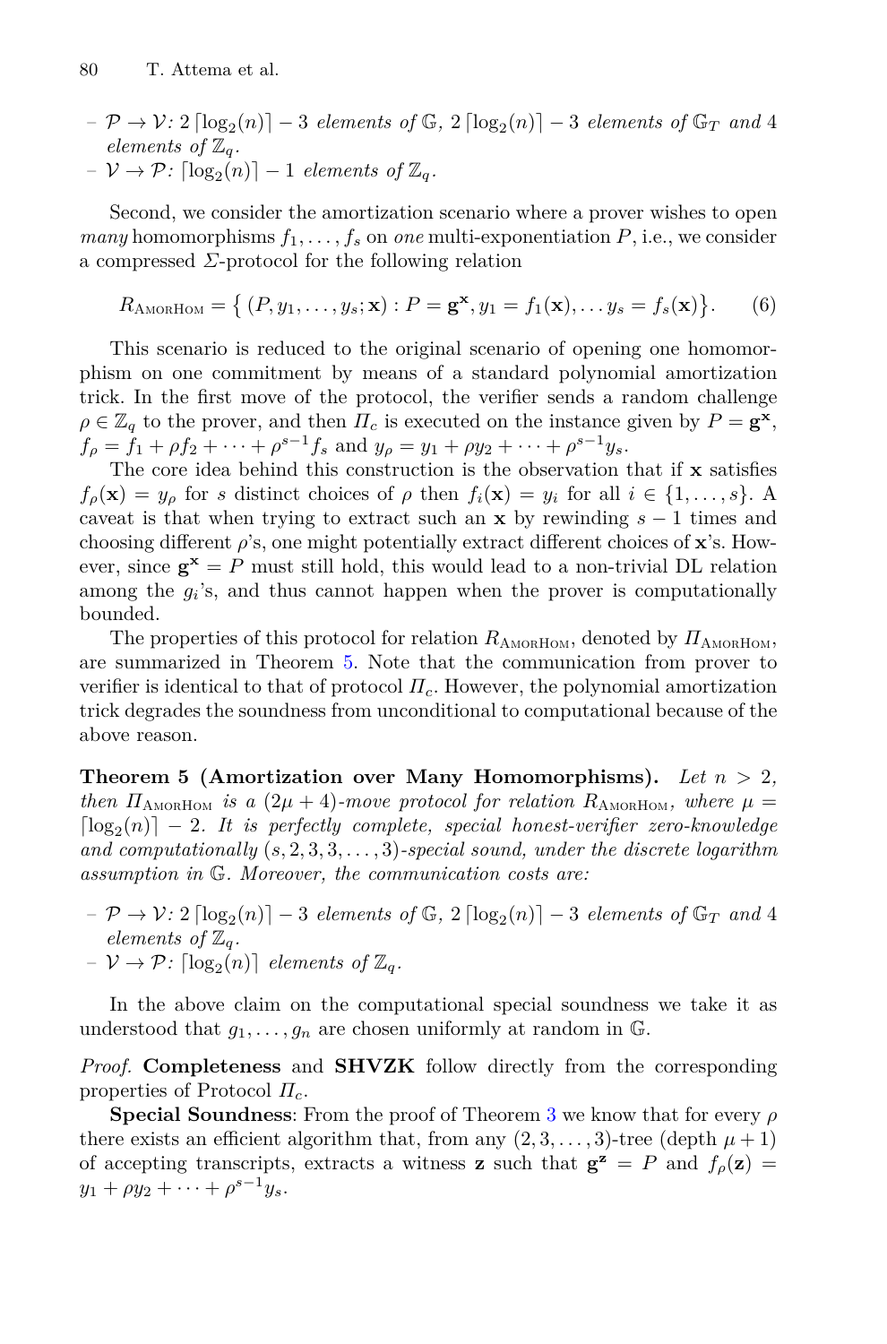- $\mathcal{P} \rightarrow \mathcal{V}$: $2\lceil \log_2(n) \rceil - 3$ *elements of* $\mathbb{G}$, $2\lceil \log_2(n) \rceil - 3$ *elements of* $\mathbb{G}_T$ *and* 4 *elements of* $\mathbb{Z}_q$.
- $\mathcal{V} \rightarrow \mathcal{P}$: $\lceil \log_2(n) \rceil - 1$ *elements of* $\mathbb{Z}_q$.

Second, we consider the amortization scenario where a prover wishes to open *many* homomorphisms $f_1, \ldots, f_s$ on *one* multi-exponentiation $P$, i.e., we consider a compressed $\Sigma$-protocol for the following relation

$$R_{\text{AmorHom}} = \left\{ (P, y_1, \ldots, y_s; \mathbf{x}) : P = \mathbf{g}^{\mathbf{x}}, y_1 = f_1(\mathbf{x}), \ldots y_s = f_s(\mathbf{x}) \right\}. \quad (6)$$

This scenario is reduced to the original scenario of opening one homomorphism on one commitment by means of a standard polynomial amortization trick. In the first move of the protocol, the verifier sends a random challenge $\rho \in \mathbb{Z}_q$ to the prover, and then $\Pi_c$ is executed on the instance given by $P = \mathbf{g}^{\mathbf{x}}$, $f_\rho = f_1 + \rho f_2 + \cdots + \rho^{s-1} f_s$ and $y_\rho = y_1 + \rho y_2 + \cdots + \rho^{s-1} y_s$.

The core idea behind this construction is the observation that if $\mathbf{x}$ satisfies $f_\rho(\mathbf{x}) = y_\rho$ for $s$ distinct choices of $\rho$ then $f_i(\mathbf{x}) = y_i$ for all $i \in \{1, \ldots, s\}$. A caveat is that when trying to extract such an $\mathbf{x}$ by rewinding $s-1$ times and choosing different $\rho$'s, one might potentially extract different choices of $\mathbf{x}$'s. However, since $\mathbf{g}^{\mathbf{x}} = P$ must still hold, this would lead to a non-trivial DL relation among the $g_i$'s, and thus cannot happen when the prover is computationally bounded.

The properties of this protocol for relation $R_{\text{AmorHom}}$, denoted by $\Pi_{\text{AmorHom}}$, are summarized in Theorem 5. Note that the communication from prover to verifier is identical to that of protocol $\Pi_c$. However, the polynomial amortization trick degrades the soundness from unconditional to computational because of the above reason.

**Theorem 5 (Amortization over Many Homomorphisms).** *Let $n > 2$, then $\Pi_{\text{AmorHom}}$ is a $(2\mu + 4)$-move protocol for relation $R_{\text{AmorHom}}$, where $\mu = \lceil \log_2(n) \rceil - 2$. It is perfectly complete, special honest-verifier zero-knowledge and computationally $(s, 2, 3, 3, \ldots, 3)$-special sound, under the discrete logarithm assumption in $\mathbb{G}$. Moreover, the communication costs are:*

- $\mathcal{P} \rightarrow \mathcal{V}$: $2\lceil \log_2(n) \rceil - 3$ *elements of* $\mathbb{G}$, $2\lceil \log_2(n) \rceil - 3$ *elements of* $\mathbb{G}_T$ *and* 4 *elements of* $\mathbb{Z}_q$.
- $\mathcal{V} \rightarrow \mathcal{P}$: $\lceil \log_2(n) \rceil$ *elements of* $\mathbb{Z}_q$.

In the above claim on the computational special soundness we take it as understood that $g_1, \ldots, g_n$ are chosen uniformly at random in $\mathbb{G}$.

*Proof.* **Completeness** and **SHVZK** follow directly from the corresponding properties of Protocol $\Pi_c$.

**Special Soundness**: From the proof of Theorem 3 we know that for every $\rho$ there exists an efficient algorithm that, from any $(2, 3, \ldots, 3)$-tree (depth $\mu + 1$) of accepting transcripts, extracts a witness $\mathbf{z}$ such that $\mathbf{g}^{\mathbf{z}} = P$ and $f_\rho(\mathbf{z}) = y_1 + \rho y_2 + \cdots + \rho^{s-1} y_s$.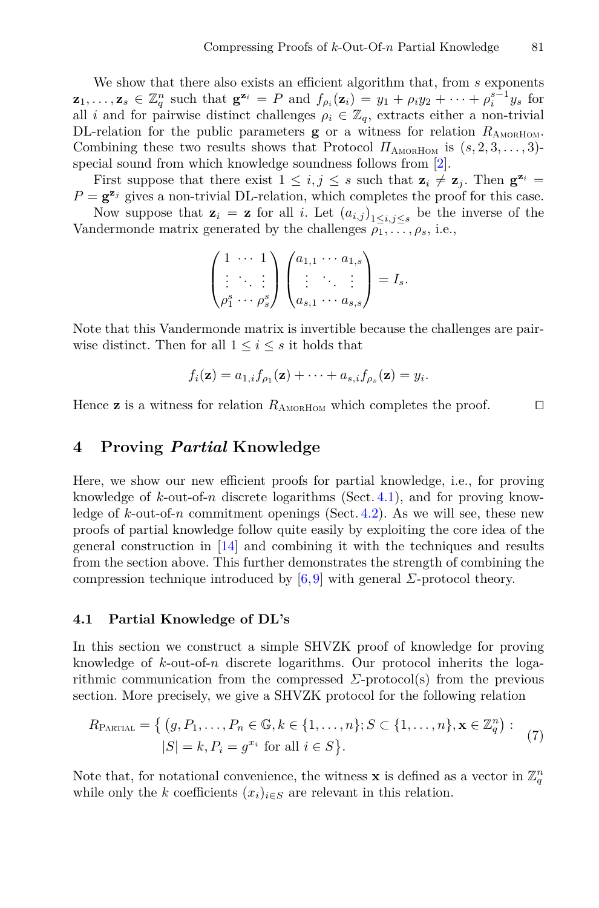We show that there also exists an efficient algorithm that, from $s$ exponents $\mathbf{z}_1, \ldots, \mathbf{z}_s \in \mathbb{Z}_q^n$ such that $\mathbf{g}^{\mathbf{z}_i} = P$ and $f_{\rho_i}(\mathbf{z}_i) = y_1 + \rho_i y_2 + \cdots + \rho_i^{s-1} y_s$ for all $i$ and for pairwise distinct challenges $\rho_i \in \mathbb{Z}_q$, extracts either a non-trivial DL-relation for the public parameters $\mathbf{g}$ or a witness for relation $R_{\text{AmorHom}}$. Combining these two results shows that Protocol $\Pi_{\text{AmorHom}}$ is $(s, 2, 3, \ldots, 3)$-special sound from which knowledge soundness follows from [2].

First suppose that there exist $1 \leq i, j \leq s$ such that $\mathbf{z}_i \neq \mathbf{z}_j$. Then $\mathbf{g}^{\mathbf{z}_i} = P = \mathbf{g}^{\mathbf{z}_j}$ gives a non-trivial DL-relation, which completes the proof for this case.

Now suppose that $\mathbf{z}_i = \mathbf{z}$ for all $i$. Let $(a_{i,j})_{1 \leq i,j \leq s}$ be the inverse of the Vandermonde matrix generated by the challenges $\rho_1, \ldots, \rho_s$, i.e.,

$$\begin{pmatrix} 1 & \cdots & 1 \\ \vdots & \ddots & \vdots \\ \rho_1^s & \cdots & \rho_s^s \end{pmatrix} \begin{pmatrix} a_{1,1} & \cdots & a_{1,s} \\ \vdots & \ddots & \vdots \\ a_{s,1} & \cdots & a_{s,s} \end{pmatrix} = I_s.$$

Note that this Vandermonde matrix is invertible because the challenges are pairwise distinct. Then for all $1 \leq i \leq s$ it holds that

$$f_i(\mathbf{z}) = a_{1,i} f_{\rho_1}(\mathbf{z}) + \cdots + a_{s,i} f_{\rho_s}(\mathbf{z}) = y_i.$$

Hence $\mathbf{z}$ is a witness for relation $R_{\text{AmorHom}}$ which completes the proof. $\square$

## 4 Proving *Partial* Knowledge

Here, we show our new efficient proofs for partial knowledge, i.e., for proving knowledge of $k$-out-of-$n$ discrete logarithms (Sect. 4.1), and for proving knowledge of $k$-out-of-$n$ commitment openings (Sect. 4.2). As we will see, these new proofs of partial knowledge follow quite easily by exploiting the core idea of the general construction in [14] and combining it with the techniques and results from the section above. This further demonstrates the strength of combining the compression technique introduced by [6,9] with general $\Sigma$-protocol theory.

### 4.1 Partial Knowledge of DL's

In this section we construct a simple SHVZK proof of knowledge for proving knowledge of $k$-out-of-$n$ discrete logarithms. Our protocol inherits the logarithmic communication from the compressed $\Sigma$-protocol(s) from the previous section. More precisely, we give a SHVZK protocol for the following relation

$$R_{\text{Partial}} = \big\{ \left(g, P_1, \ldots, P_n \in \mathbb{G}, k \in \{1, \ldots, n\}; S \subset \{1, \ldots, n\}, \mathbf{x} \in \mathbb{Z}_q^n\right) : \\ |S| = k, P_i = g^{x_i} \text{ for all } i \in S \big\}. \tag{7}$$

Note that, for notational convenience, the witness $\mathbf{x}$ is defined as a vector in $\mathbb{Z}_q^n$ while only the $k$ coefficients $(x_i)_{i \in S}$ are relevant in this relation.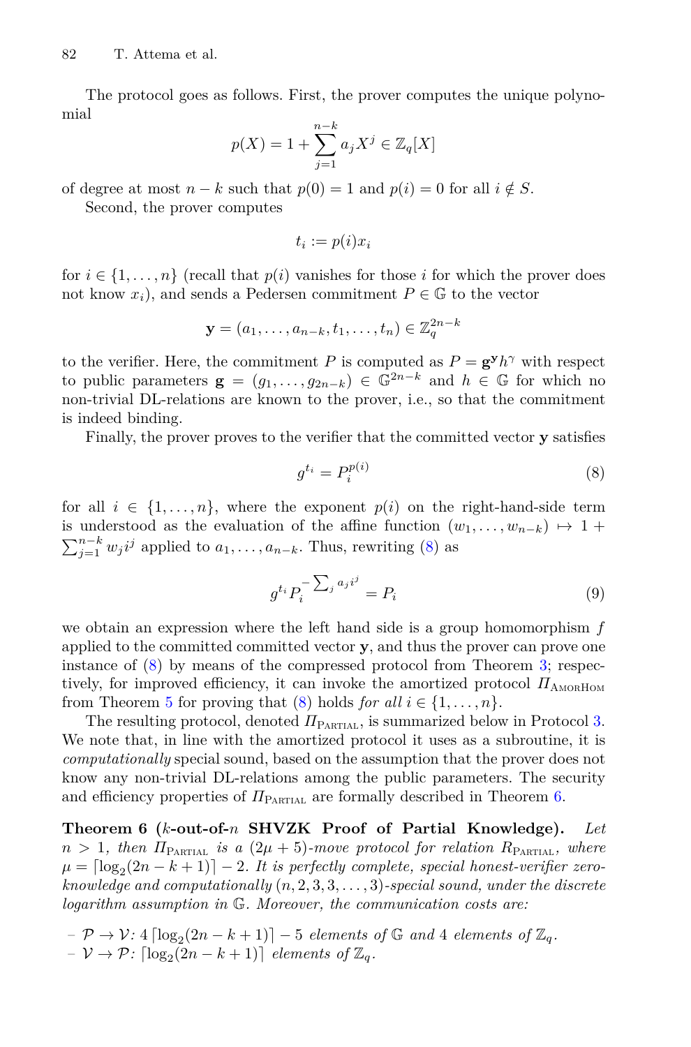The protocol goes as follows. First, the prover computes the unique polynomial

$$p(X) = 1 + \sum_{j=1}^{n-k} a_j X^j \in \mathbb{Z}_q[X]$$

of degree at most $n-k$ such that $p(0) = 1$ and $p(i) = 0$ for all $i \notin S$.

Second, the prover computes

$$t_i := p(i) x_i$$

for $i \in \{1, \dots, n\}$ (recall that $p(i)$ vanishes for those $i$ for which the prover does not know $x_i$), and sends a Pedersen commitment $P \in \mathbb{G}$ to the vector

$$\mathbf{y} = (a_1, \dots, a_{n-k}, t_1, \dots, t_n) \in \mathbb{Z}_q^{2n-k}$$

to the verifier. Here, the commitment $P$ is computed as $P = \mathbf{g}^{\mathbf{y}} h^{\gamma}$ with respect to public parameters $\mathbf{g} = (g_1, \dots, g_{2n-k}) \in \mathbb{G}^{2n-k}$ and $h \in \mathbb{G}$ for which no non-trivial DL-relations are known to the prover, i.e., so that the commitment is indeed binding.

Finally, the prover proves to the verifier that the committed vector $\mathbf{y}$ satisfies

$$g^{t_i} = P_i^{p(i)} \tag{8}$$

for all $i \in \{1, \dots, n\}$, where the exponent $p(i)$ on the right-hand-side term is understood as the evaluation of the affine function $(w_1, \dots, w_{n-k}) \mapsto 1 + \sum_{j=1}^{n-k} w_j i^j$ applied to $a_1, \dots, a_{n-k}$. Thus, rewriting (8) as

$$g^{t_i} P_i^{-\sum_j a_j i^j} = P_i \tag{9}$$

we obtain an expression where the left hand side is a group homomorphism $f$ applied to the committed committed vector $\mathbf{y}$, and thus the prover can prove one instance of (8) by means of the compressed protocol from Theorem 3; respectively, for improved efficiency, it can invoke the amortized protocol $\Pi_{\text{AmorHom}}$ from Theorem 5 for proving that (8) holds *for all* $i \in \{1, \dots, n\}$.

The resulting protocol, denoted $\Pi_{\text{Partial}}$, is summarized below in Protocol 3. We note that, in line with the amortized protocol it uses as a subroutine, it is *computationally* special sound, based on the assumption that the prover does not know any non-trivial DL-relations among the public parameters. The security and efficiency properties of $\Pi_{\text{Partial}}$ are formally described in Theorem 6.

**Theorem 6 ($k$-out-of-$n$ SHVZK Proof of Partial Knowledge).** *Let $n > 1$, then $\Pi_{\text{Partial}}$ is a $(2\mu + 5)$-move protocol for relation $R_{\text{Partial}}$, where $\mu = \lceil \log_2(2n - k + 1) \rceil - 2$. It is perfectly complete, special honest-verifier zero-knowledge and computationally $(n, 2, 3, 3, \dots, 3)$-special sound, under the discrete logarithm assumption in $\mathbb{G}$. Moreover, the communication costs are:*

- $\mathcal{P} \to \mathcal{V}$: $4 \lceil \log_2(2n - k + 1) \rceil - 5$ *elements of* $\mathbb{G}$ *and* $4$ *elements of* $\mathbb{Z}_q$.
- $\mathcal{V} \to \mathcal{P}$: $\lceil \log_2(2n - k + 1) \rceil$ *elements of* $\mathbb{Z}_q$.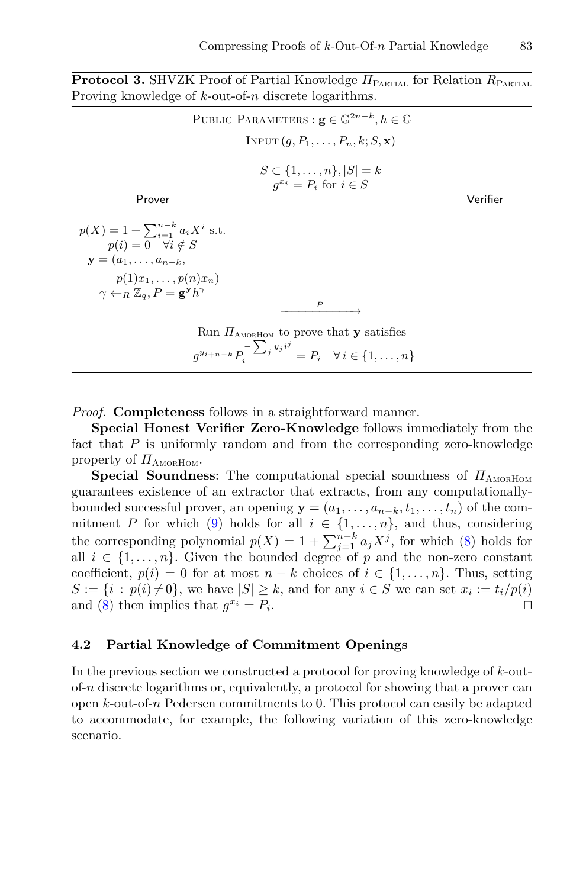**Protocol 3.** SHVZK Proof of Partial Knowledge $\Pi_{\text{PARTIAL}}$ for Relation $R_{\text{PARTIAL}}$ Proving knowledge of $k$-out-of-$n$ discrete logarithms.

PUBLIC PARAMETERS : $\mathbf{g} \in \mathbb{G}^{2n-k}, h \in \mathbb{G}$

INPUT $(g, P_1, \ldots, P_n, k; S, \mathbf{x})$

$S \subset \{1, \ldots, n\}, |S| = k$
$g^{x_i} = P_i$ for $i \in S$

**Prover** — **Verifier**

Prover:

$p(X) = 1 + \sum_{i=1}^{n-k} a_i X^i$ s.t.
$p(i) = 0 \quad \forall i \notin S$
$\mathbf{y} = (a_1, \ldots, a_{n-k}, p(1)x_1, \ldots, p(n)x_n)$
$\gamma \leftarrow_R \mathbb{Z}_q, P = \mathbf{g}^{\mathbf{y}} h^{\gamma}$

Prover $\xrightarrow{P}$ Verifier

Run $\Pi_{\text{AMORHOM}}$ to prove that $\mathbf{y}$ satisfies

$$g^{y_{i+n-k}} P_i^{-\sum_j y_j i^j} = P_i \quad \forall\, i \in \{1, \ldots, n\}$$

*Proof.* **Completeness** follows in a straightforward manner.

**Special Honest Verifier Zero-Knowledge** follows immediately from the fact that $P$ is uniformly random and from the corresponding zero-knowledge property of $\Pi_{\text{AMORHOM}}$.

**Special Soundness**: The computational special soundness of $\Pi_{\text{AMORHOM}}$ guarantees existence of an extractor that extracts, from any computationally-bounded successful prover, an opening $\mathbf{y} = (a_1, \ldots, a_{n-k}, t_1, \ldots, t_n)$ of the commitment $P$ for which (9) holds for all $i \in \{1, \ldots, n\}$, and thus, considering the corresponding polynomial $p(X) = 1 + \sum_{j=1}^{n-k} a_j X^j$, for which (8) holds for all $i \in \{1, \ldots, n\}$. Given the bounded degree of $p$ and the non-zero constant coefficient, $p(i) = 0$ for at most $n - k$ choices of $i \in \{1, \ldots, n\}$. Thus, setting $S := \{i : p(i) \neq 0\}$, we have $|S| \geq k$, and for any $i \in S$ we can set $x_i := t_i/p(i)$ and (8) then implies that $g^{x_i} = P_i$. $\square$

### 4.2 Partial Knowledge of Commitment Openings

In the previous section we constructed a protocol for proving knowledge of $k$-out-of-$n$ discrete logarithms or, equivalently, a protocol for showing that a prover can open $k$-out-of-$n$ Pedersen commitments to 0. This protocol can easily be adapted to accommodate, for example, the following variation of this zero-knowledge scenario.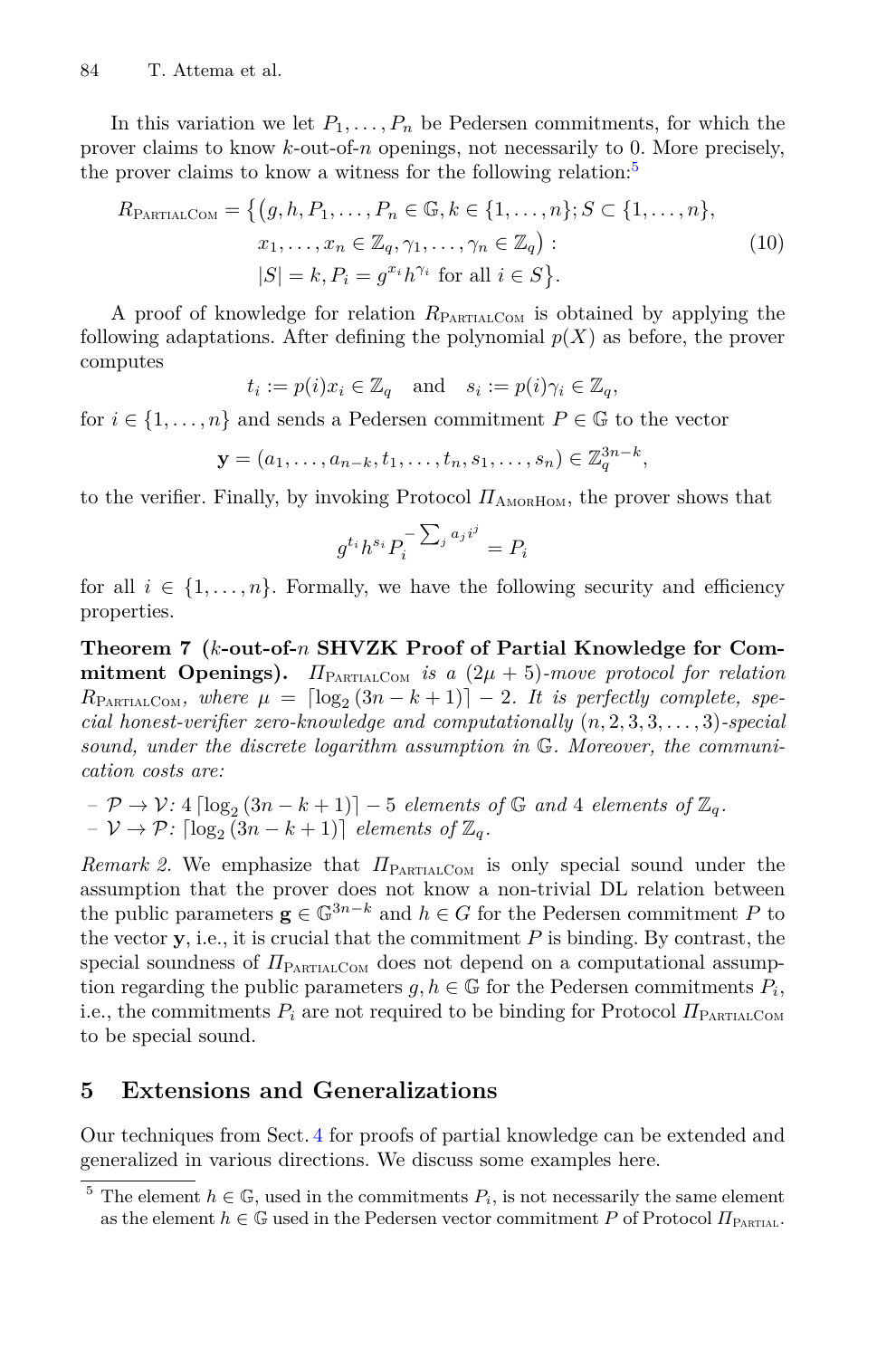In this variation we let $P_1, \dots, P_n$ be Pedersen commitments, for which the prover claims to know $k$-out-of-$n$ openings, not necessarily to 0. More precisely, the prover claims to know a witness for the following relation:[5]

$$
\begin{aligned}
R_{\text{PartialCom}} = \big\{ &\big(g, h, P_1, \dots, P_n \in \mathbb{G}, k \in \{1, \dots, n\}; S \subset \{1, \dots, n\}, \\
&x_1, \dots, x_n \in \mathbb{Z}_q, \gamma_1, \dots, \gamma_n \in \mathbb{Z}_q\big) : \\
&|S| = k, P_i = g^{x_i} h^{\gamma_i} \text{ for all } i \in S \big\}.
\end{aligned} \tag{10}
$$

A proof of knowledge for relation $R_{\text{PartialCom}}$ is obtained by applying the following adaptations. After defining the polynomial $p(X)$ as before, the prover computes

$$
t_i := p(i) x_i \in \mathbb{Z}_q \quad \text{and} \quad s_i := p(i)\gamma_i \in \mathbb{Z}_q,
$$

for $i \in \{1, \dots, n\}$ and sends a Pedersen commitment $P \in \mathbb{G}$ to the vector

$$
\mathbf{y} = (a_1, \dots, a_{n-k}, t_1, \dots, t_n, s_1, \dots, s_n) \in \mathbb{Z}_q^{3n-k},
$$

to the verifier. Finally, by invoking Protocol $\Pi_{\text{AmorHom}}$, the prover shows that

$$
g^{t_i} h^{s_i} P_i^{-\sum_j a_j i^j} = P_i
$$

for all $i \in \{1, \dots, n\}$. Formally, we have the following security and efficiency properties.

**Theorem 7 ($k$-out-of-$n$ SHVZK Proof of Partial Knowledge for Commitment Openings).** *$\Pi_{\text{PartialCom}}$ is a $(2\mu + 5)$-move protocol for relation $R_{\text{PartialCom}}$, where $\mu = \lceil \log_2(3n - k + 1) \rceil - 2$. It is perfectly complete, special honest-verifier zero-knowledge and computationally $(n, 2, 3, 3, \dots, 3)$-special sound, under the discrete logarithm assumption in $\mathbb{G}$. Moreover, the communication costs are:*

- $\mathcal{P} \to \mathcal{V}$: $4 \lceil \log_2(3n - k + 1) \rceil - 5$ *elements of* $\mathbb{G}$ *and* $4$ *elements of* $\mathbb{Z}_q$.
- $\mathcal{V} \to \mathcal{P}$: $\lceil \log_2(3n - k + 1) \rceil$ *elements of* $\mathbb{Z}_q$.

*Remark 2.* We emphasize that $\Pi_{\text{PartialCom}}$ is only special sound under the assumption that the prover does not know a non-trivial DL relation between the public parameters $\mathbf{g} \in \mathbb{G}^{3n-k}$ and $h \in G$ for the Pedersen commitment $P$ to the vector $\mathbf{y}$, i.e., it is crucial that the commitment $P$ is binding. By contrast, the special soundness of $\Pi_{\text{PartialCom}}$ does not depend on a computational assumption regarding the public parameters $g, h \in \mathbb{G}$ for the Pedersen commitments $P_i$, i.e., the commitments $P_i$ are not required to be binding for Protocol $\Pi_{\text{PartialCom}}$ to be special sound.

## 5 Extensions and Generalizations

Our techniques from Sect. 4 for proofs of partial knowledge can be extended and generalized in various directions. We discuss some examples here.

[5] The element $h \in \mathbb{G}$, used in the commitments $P_i$, is not necessarily the same element as the element $h \in \mathbb{G}$ used in the Pedersen vector commitment $P$ of Protocol $\Pi_{\text{Partial}}$.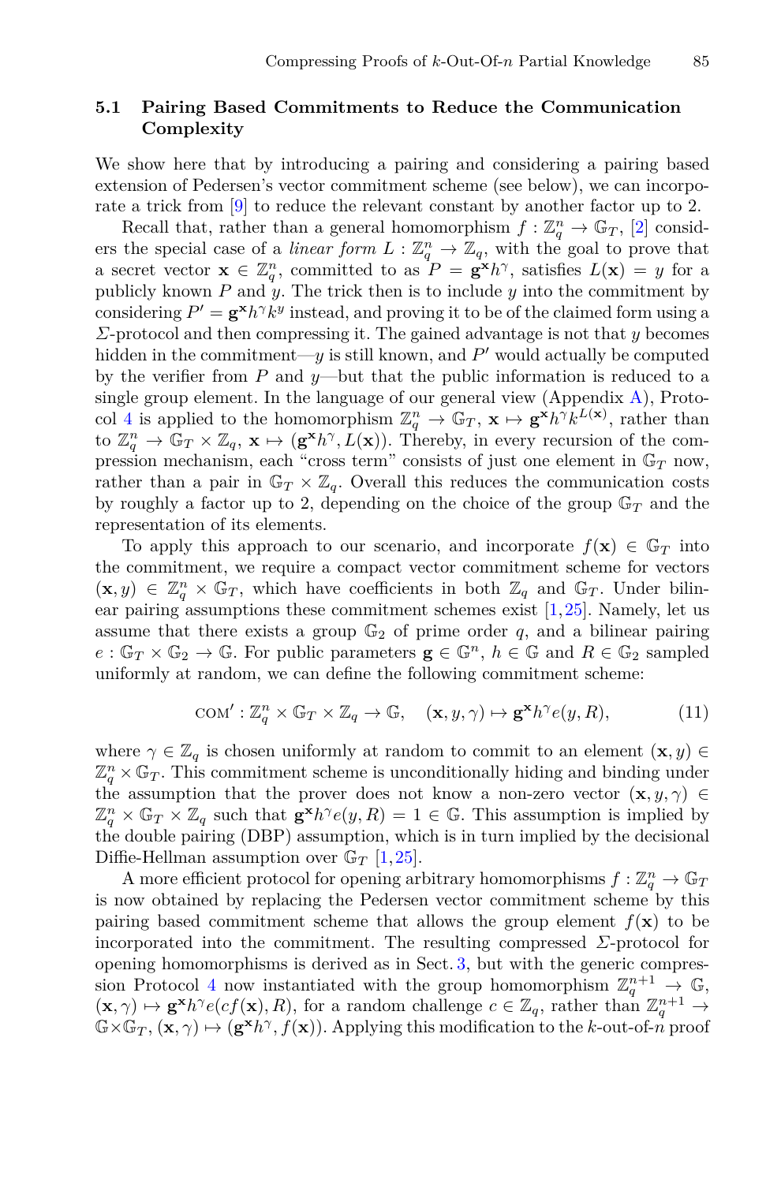### 5.1 Pairing Based Commitments to Reduce the Communication Complexity

We show here that by introducing a pairing and considering a pairing based extension of Pedersen's vector commitment scheme (see below), we can incorporate a trick from [9] to reduce the relevant constant by another factor up to 2.

Recall that, rather than a general homomorphism $f : \mathbb{Z}_q^n \to \mathbb{G}_T$, [2] considers the special case of a *linear form* $L : \mathbb{Z}_q^n \to \mathbb{Z}_q$, with the goal to prove that a secret vector $\mathbf{x} \in \mathbb{Z}_q^n$, committed to as $P = \mathbf{g}^{\mathbf{x}} h^{\gamma}$, satisfies $L(\mathbf{x}) = y$ for a publicly known $P$ and $y$. The trick then is to include $y$ into the commitment by considering $P' = \mathbf{g}^{\mathbf{x}} h^{\gamma} k^{y}$ instead, and proving it to be of the claimed form using a $\Sigma$-protocol and then compressing it. The gained advantage is not that $y$ becomes hidden in the commitment—$y$ is still known, and $P'$ would actually be computed by the verifier from $P$ and $y$—but that the public information is reduced to a single group element. In the language of our general view (Appendix A), Protocol 4 is applied to the homomorphism $\mathbb{Z}_q^n \to \mathbb{G}_T$, $\mathbf{x} \mapsto \mathbf{g}^{\mathbf{x}} h^{\gamma} k^{L(\mathbf{x})}$, rather than to $\mathbb{Z}_q^n \to \mathbb{G}_T \times \mathbb{Z}_q$, $\mathbf{x} \mapsto (\mathbf{g}^{\mathbf{x}} h^{\gamma}, L(\mathbf{x}))$. Thereby, in every recursion of the compression mechanism, each "cross term" consists of just one element in $\mathbb{G}_T$ now, rather than a pair in $\mathbb{G}_T \times \mathbb{Z}_q$. Overall this reduces the communication costs by roughly a factor up to 2, depending on the choice of the group $\mathbb{G}_T$ and the representation of its elements.

To apply this approach to our scenario, and incorporate $f(\mathbf{x}) \in \mathbb{G}_T$ into the commitment, we require a compact vector commitment scheme for vectors $(\mathbf{x}, y) \in \mathbb{Z}_q^n \times \mathbb{G}_T$, which have coefficients in both $\mathbb{Z}_q$ and $\mathbb{G}_T$. Under bilinear pairing assumptions these commitment schemes exist [1,25]. Namely, let us assume that there exists a group $\mathbb{G}_2$ of prime order $q$, and a bilinear pairing $e : \mathbb{G}_T \times \mathbb{G}_2 \to \mathbb{G}$. For public parameters $\mathbf{g} \in \mathbb{G}^n$, $h \in \mathbb{G}$ and $R \in \mathbb{G}_2$ sampled uniformly at random, we can define the following commitment scheme:

$$\text{COM}' : \mathbb{Z}_q^n \times \mathbb{G}_T \times \mathbb{Z}_q \to \mathbb{G}, \quad (\mathbf{x}, y, \gamma) \mapsto \mathbf{g}^{\mathbf{x}} h^{\gamma} e(y, R), \tag{11}$$

where $\gamma \in \mathbb{Z}_q$ is chosen uniformly at random to commit to an element $(\mathbf{x}, y) \in \mathbb{Z}_q^n \times \mathbb{G}_T$. This commitment scheme is unconditionally hiding and binding under the assumption that the prover does not know a non-zero vector $(\mathbf{x}, y, \gamma) \in \mathbb{Z}_q^n \times \mathbb{G}_T \times \mathbb{Z}_q$ such that $\mathbf{g}^{\mathbf{x}} h^{\gamma} e(y, R) = 1 \in \mathbb{G}$. This assumption is implied by the double pairing (DBP) assumption, which is in turn implied by the decisional Diffie-Hellman assumption over $\mathbb{G}_T$ [1,25].

A more efficient protocol for opening arbitrary homomorphisms $f : \mathbb{Z}_q^n \to \mathbb{G}_T$ is now obtained by replacing the Pedersen vector commitment scheme by this pairing based commitment scheme that allows the group element $f(\mathbf{x})$ to be incorporated into the commitment. The resulting compressed $\Sigma$-protocol for opening homomorphisms is derived as in Sect. 3, but with the generic compression Protocol 4 now instantiated with the group homomorphism $\mathbb{Z}_q^{n+1} \to \mathbb{G}$, $(\mathbf{x}, \gamma) \mapsto \mathbf{g}^{\mathbf{x}} h^{\gamma} e(cf(\mathbf{x}), R)$, for a random challenge $c \in \mathbb{Z}_q$, rather than $\mathbb{Z}_q^{n+1} \to \mathbb{G} \times \mathbb{G}_T$, $(\mathbf{x}, \gamma) \mapsto (\mathbf{g}^{\mathbf{x}} h^{\gamma}, f(\mathbf{x}))$. Applying this modification to the $k$-out-of-$n$ proof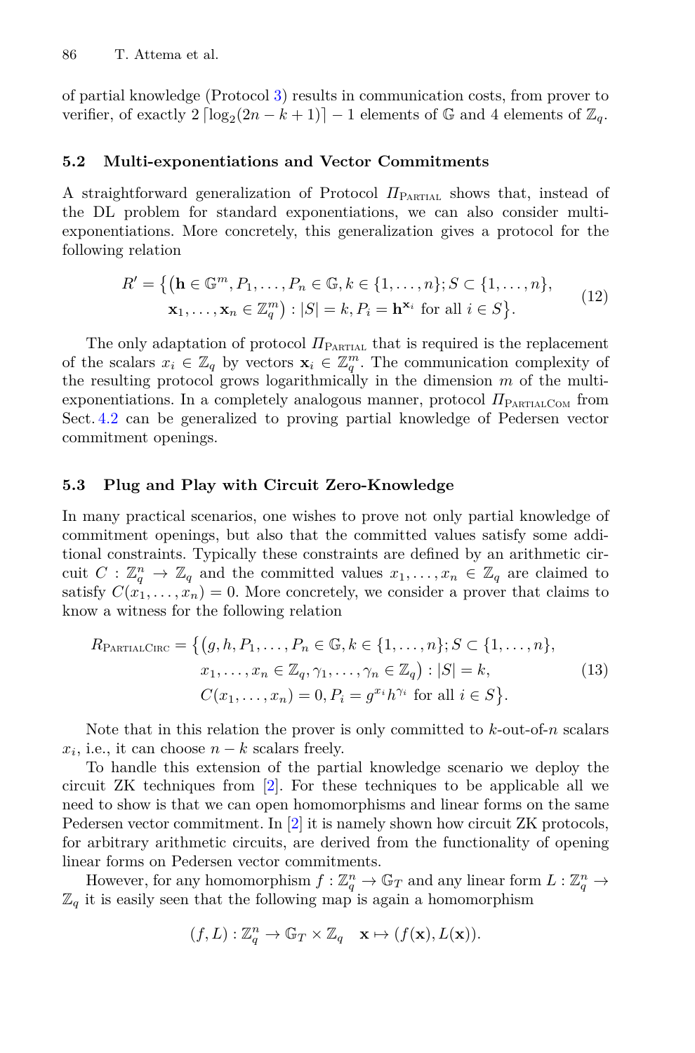of partial knowledge (Protocol 3) results in communication costs, from prover to verifier, of exactly $2\lceil \log_2(2n-k+1)\rceil - 1$ elements of $\mathbb{G}$ and 4 elements of $\mathbb{Z}_q$.

### 5.2 Multi-exponentiations and Vector Commitments

A straightforward generalization of Protocol $\Pi_{\text{PARTIAL}}$ shows that, instead of the DL problem for standard exponentiations, we can also consider multi-exponentiations. More concretely, this generalization gives a protocol for the following relation

$$
\begin{aligned}
R' = \big\{ \big(\mathbf{h} \in \mathbb{G}^m, P_1, \ldots, P_n \in \mathbb{G}, k \in \{1, \ldots, n\}; S \subset \{1, \ldots, n\}, \\
\mathbf{x}_1, \ldots, \mathbf{x}_n \in \mathbb{Z}_q^m\big) : |S| = k, P_i = \mathbf{h}^{\mathbf{x}_i} \text{ for all } i \in S \big\}.
\end{aligned} \tag{12}
$$

The only adaptation of protocol $\Pi_{\text{PARTIAL}}$ that is required is the replacement of the scalars $x_i \in \mathbb{Z}_q$ by vectors $\mathbf{x}_i \in \mathbb{Z}_q^m$. The communication complexity of the resulting protocol grows logarithmically in the dimension $m$ of the multi-exponentiations. In a completely analogous manner, protocol $\Pi_{\text{PARTIALCOM}}$ from Sect. 4.2 can be generalized to proving partial knowledge of Pedersen vector commitment openings.

### 5.3 Plug and Play with Circuit Zero-Knowledge

In many practical scenarios, one wishes to prove not only partial knowledge of commitment openings, but also that the committed values satisfy some additional constraints. Typically these constraints are defined by an arithmetic circuit $C : \mathbb{Z}_q^n \to \mathbb{Z}_q$ and the committed values $x_1, \ldots, x_n \in \mathbb{Z}_q$ are claimed to satisfy $C(x_1, \ldots, x_n) = 0$. More concretely, we consider a prover that claims to know a witness for the following relation

$$
\begin{aligned}
R_{\text{PARTIALCIRC}} = \big\{ \big(g, h, P_1, \ldots, P_n \in \mathbb{G}, k \in \{1, \ldots, n\}; S \subset \{1, \ldots, n\}, \\
x_1, \ldots, x_n \in \mathbb{Z}_q, \gamma_1, \ldots, \gamma_n \in \mathbb{Z}_q\big) : |S| = k, \\
C(x_1, \ldots, x_n) = 0, P_i = g^{x_i} h^{\gamma_i} \text{ for all } i \in S \big\}.
\end{aligned} \tag{13}
$$

Note that in this relation the prover is only committed to $k$-out-of-$n$ scalars $x_i$, i.e., it can choose $n-k$ scalars freely.

To handle this extension of the partial knowledge scenario we deploy the circuit ZK techniques from [2]. For these techniques to be applicable all we need to show is that we can open homomorphisms and linear forms on the same Pedersen vector commitment. In [2] it is namely shown how circuit ZK protocols, for arbitrary arithmetic circuits, are derived from the functionality of opening linear forms on Pedersen vector commitments.

However, for any homomorphism $f : \mathbb{Z}_q^n \to \mathbb{G}_T$ and any linear form $L : \mathbb{Z}_q^n \to \mathbb{Z}_q$ it is easily seen that the following map is again a homomorphism

$$
(f, L) : \mathbb{Z}_q^n \to \mathbb{G}_T \times \mathbb{Z}_q \quad \mathbf{x} \mapsto (f(\mathbf{x}), L(\mathbf{x})).
$$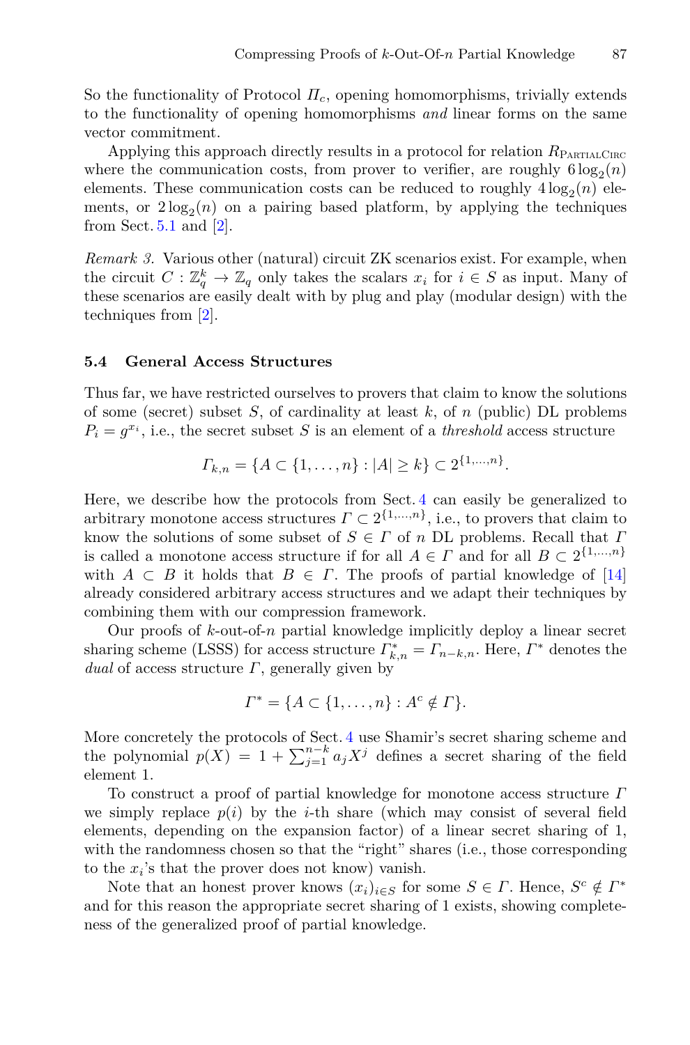So the functionality of Protocol $\Pi_c$, opening homomorphisms, trivially extends to the functionality of opening homomorphisms *and* linear forms on the same vector commitment.

Applying this approach directly results in a protocol for relation $R_{\text{PartialCirc}}$ where the communication costs, from prover to verifier, are roughly $6\log_2(n)$ elements. These communication costs can be reduced to roughly $4\log_2(n)$ elements, or $2\log_2(n)$ on a pairing based platform, by applying the techniques from Sect. 5.1 and [2].

*Remark 3.* Various other (natural) circuit ZK scenarios exist. For example, when the circuit $C : \mathbb{Z}_q^k \to \mathbb{Z}_q$ only takes the scalars $x_i$ for $i \in S$ as input. Many of these scenarios are easily dealt with by plug and play (modular design) with the techniques from [2].

### 5.4 General Access Structures

Thus far, we have restricted ourselves to provers that claim to know the solutions of some (secret) subset $S$, of cardinality at least $k$, of $n$ (public) DL problems $P_i = g^{x_i}$, i.e., the secret subset $S$ is an element of a *threshold* access structure

$$\Gamma_{k,n} = \{A \subset \{1,\ldots,n\} : |A| \geq k\} \subset 2^{\{1,\ldots,n\}}.$$

Here, we describe how the protocols from Sect. 4 can easily be generalized to arbitrary monotone access structures $\Gamma \subset 2^{\{1,\ldots,n\}}$, i.e., to provers that claim to know the solutions of some subset of $S \in \Gamma$ of $n$ DL problems. Recall that $\Gamma$ is called a monotone access structure if for all $A \in \Gamma$ and for all $B \subset 2^{\{1,\ldots,n\}}$ with $A \subset B$ it holds that $B \in \Gamma$. The proofs of partial knowledge of [14] already considered arbitrary access structures and we adapt their techniques by combining them with our compression framework.

Our proofs of $k$-out-of-$n$ partial knowledge implicitly deploy a linear secret sharing scheme (LSSS) for access structure $\Gamma_{k,n}^* = \Gamma_{n-k,n}$. Here, $\Gamma^*$ denotes the *dual* of access structure $\Gamma$, generally given by

$$\Gamma^* = \{A \subset \{1,\ldots,n\} : A^c \notin \Gamma\}.$$

More concretely the protocols of Sect. 4 use Shamir's secret sharing scheme and the polynomial $p(X) = 1 + \sum_{j=1}^{n-k} a_j X^j$ defines a secret sharing of the field element 1.

To construct a proof of partial knowledge for monotone access structure $\Gamma$ we simply replace $p(i)$ by the $i$-th share (which may consist of several field elements, depending on the expansion factor) of a linear secret sharing of 1, with the randomness chosen so that the "right" shares (i.e., those corresponding to the $x_i$'s that the prover does not know) vanish.

Note that an honest prover knows $(x_i)_{i\in S}$ for some $S \in \Gamma$. Hence, $S^c \notin \Gamma^*$ and for this reason the appropriate secret sharing of 1 exists, showing completeness of the generalized proof of partial knowledge.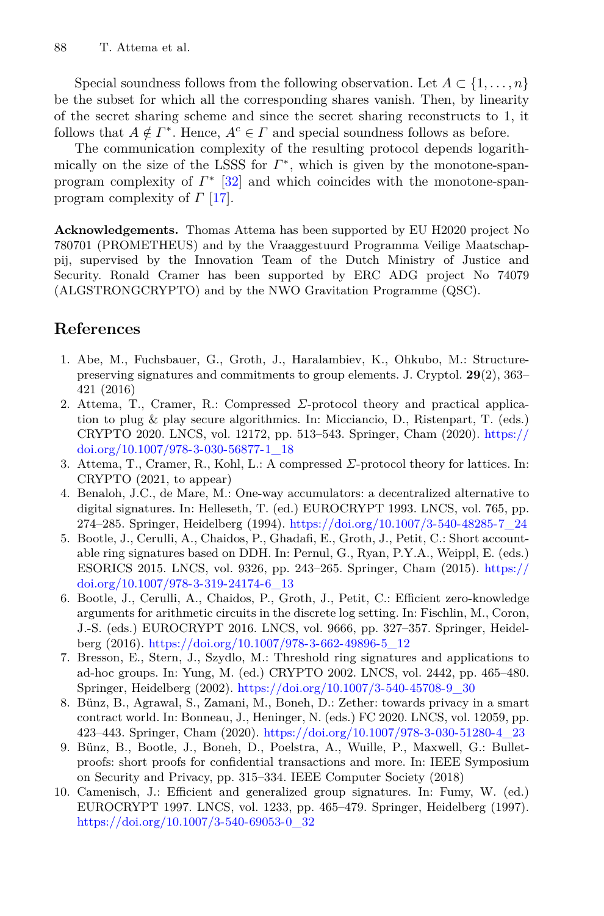Special soundness follows from the following observation. Let $A \subset \{1, \ldots, n\}$ be the subset for which all the corresponding shares vanish. Then, by linearity of the secret sharing scheme and since the secret sharing reconstructs to 1, it follows that $A \notin \Gamma^*$. Hence, $A^c \in \Gamma$ and special soundness follows as before.

The communication complexity of the resulting protocol depends logarithmically on the size of the LSSS for $\Gamma^*$, which is given by the monotone-span-program complexity of $\Gamma^*$ [32] and which coincides with the monotone-span-program complexity of $\Gamma$ [17].

**Acknowledgements.** Thomas Attema has been supported by EU H2020 project No 780701 (PROMETHEUS) and by the Vraaggestuurd Programma Veilige Maatschappij, supervised by the Innovation Team of the Dutch Ministry of Justice and Security. Ronald Cramer has been supported by ERC ADG project No 74079 (ALGSTRONGCRYPTO) and by the NWO Gravitation Programme (QSC).

## References

1. Abe, M., Fuchsbauer, G., Groth, J., Haralambiev, K., Ohkubo, M.: Structure-preserving signatures and commitments to group elements. J. Cryptol. **29**(2), 363–421 (2016)
2. Attema, T., Cramer, R.: Compressed $\Sigma$-protocol theory and practical application to plug & play secure algorithmics. In: Micciancio, D., Ristenpart, T. (eds.) CRYPTO 2020. LNCS, vol. 12172, pp. 513–543. Springer, Cham (2020). https://doi.org/10.1007/978-3-030-56877-1_18
3. Attema, T., Cramer, R., Kohl, L.: A compressed $\Sigma$-protocol theory for lattices. In: CRYPTO (2021, to appear)
4. Benaloh, J.C., de Mare, M.: One-way accumulators: a decentralized alternative to digital signatures. In: Helleseth, T. (ed.) EUROCRYPT 1993. LNCS, vol. 765, pp. 274–285. Springer, Heidelberg (1994). https://doi.org/10.1007/3-540-48285-7_24
5. Bootle, J., Cerulli, A., Chaidos, P., Ghadafi, E., Groth, J., Petit, C.: Short accountable ring signatures based on DDH. In: Pernul, G., Ryan, P.Y.A., Weippl, E. (eds.) ESORICS 2015. LNCS, vol. 9326, pp. 243–265. Springer, Cham (2015). https://doi.org/10.1007/978-3-319-24174-6_13
6. Bootle, J., Cerulli, A., Chaidos, P., Groth, J., Petit, C.: Efficient zero-knowledge arguments for arithmetic circuits in the discrete log setting. In: Fischlin, M., Coron, J.-S. (eds.) EUROCRYPT 2016. LNCS, vol. 9666, pp. 327–357. Springer, Heidelberg (2016). https://doi.org/10.1007/978-3-662-49896-5_12
7. Bresson, E., Stern, J., Szydlo, M.: Threshold ring signatures and applications to ad-hoc groups. In: Yung, M. (ed.) CRYPTO 2002. LNCS, vol. 2442, pp. 465–480. Springer, Heidelberg (2002). https://doi.org/10.1007/3-540-45708-9_30
8. Bünz, B., Agrawal, S., Zamani, M., Boneh, D.: Zether: towards privacy in a smart contract world. In: Bonneau, J., Heninger, N. (eds.) FC 2020. LNCS, vol. 12059, pp. 423–443. Springer, Cham (2020). https://doi.org/10.1007/978-3-030-51280-4_23
9. Bünz, B., Bootle, J., Boneh, D., Poelstra, A., Wuille, P., Maxwell, G.: Bulletproofs: short proofs for confidential transactions and more. In: IEEE Symposium on Security and Privacy, pp. 315–334. IEEE Computer Society (2018)
10. Camenisch, J.: Efficient and generalized group signatures. In: Fumy, W. (ed.) EUROCRYPT 1997. LNCS, vol. 1233, pp. 465–479. Springer, Heidelberg (1997). https://doi.org/10.1007/3-540-69053-0_32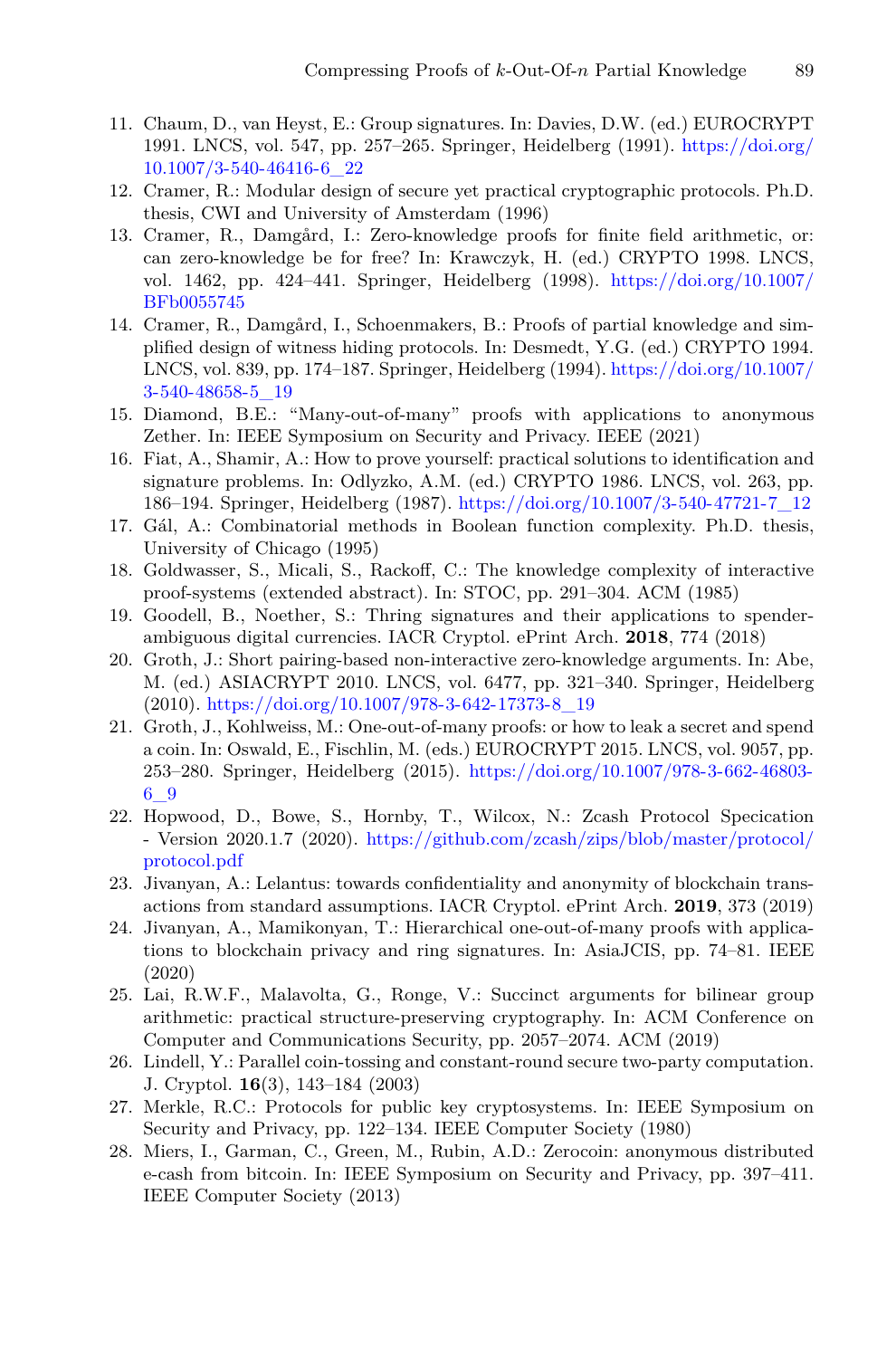11. Chaum, D., van Heyst, E.: Group signatures. In: Davies, D.W. (ed.) EUROCRYPT 1991. LNCS, vol. 547, pp. 257–265. Springer, Heidelberg (1991). https://doi.org/10.1007/3-540-46416-6_22
12. Cramer, R.: Modular design of secure yet practical cryptographic protocols. Ph.D. thesis, CWI and University of Amsterdam (1996)
13. Cramer, R., Damgård, I.: Zero-knowledge proofs for finite field arithmetic, or: can zero-knowledge be for free? In: Krawczyk, H. (ed.) CRYPTO 1998. LNCS, vol. 1462, pp. 424–441. Springer, Heidelberg (1998). https://doi.org/10.1007/BFb0055745
14. Cramer, R., Damgård, I., Schoenmakers, B.: Proofs of partial knowledge and simplified design of witness hiding protocols. In: Desmedt, Y.G. (ed.) CRYPTO 1994. LNCS, vol. 839, pp. 174–187. Springer, Heidelberg (1994). https://doi.org/10.1007/3-540-48658-5_19
15. Diamond, B.E.: "Many-out-of-many" proofs with applications to anonymous Zether. In: IEEE Symposium on Security and Privacy. IEEE (2021)
16. Fiat, A., Shamir, A.: How to prove yourself: practical solutions to identification and signature problems. In: Odlyzko, A.M. (ed.) CRYPTO 1986. LNCS, vol. 263, pp. 186–194. Springer, Heidelberg (1987). https://doi.org/10.1007/3-540-47721-7_12
17. Gál, A.: Combinatorial methods in Boolean function complexity. Ph.D. thesis, University of Chicago (1995)
18. Goldwasser, S., Micali, S., Rackoff, C.: The knowledge complexity of interactive proof-systems (extended abstract). In: STOC, pp. 291–304. ACM (1985)
19. Goodell, B., Noether, S.: Thring signatures and their applications to spender-ambiguous digital currencies. IACR Cryptol. ePrint Arch. **2018**, 774 (2018)
20. Groth, J.: Short pairing-based non-interactive zero-knowledge arguments. In: Abe, M. (ed.) ASIACRYPT 2010. LNCS, vol. 6477, pp. 321–340. Springer, Heidelberg (2010). https://doi.org/10.1007/978-3-642-17373-8_19
21. Groth, J., Kohlweiss, M.: One-out-of-many proofs: or how to leak a secret and spend a coin. In: Oswald, E., Fischlin, M. (eds.) EUROCRYPT 2015. LNCS, vol. 9057, pp. 253–280. Springer, Heidelberg (2015). https://doi.org/10.1007/978-3-662-46803-6_9
22. Hopwood, D., Bowe, S., Hornby, T., Wilcox, N.: Zcash Protocol Specication - Version 2020.1.7 (2020). https://github.com/zcash/zips/blob/master/protocol/protocol.pdf
23. Jivanyan, A.: Lelantus: towards confidentiality and anonymity of blockchain transactions from standard assumptions. IACR Cryptol. ePrint Arch. **2019**, 373 (2019)
24. Jivanyan, A., Mamikonyan, T.: Hierarchical one-out-of-many proofs with applications to blockchain privacy and ring signatures. In: AsiaJCIS, pp. 74–81. IEEE (2020)
25. Lai, R.W.F., Malavolta, G., Ronge, V.: Succinct arguments for bilinear group arithmetic: practical structure-preserving cryptography. In: ACM Conference on Computer and Communications Security, pp. 2057–2074. ACM (2019)
26. Lindell, Y.: Parallel coin-tossing and constant-round secure two-party computation. J. Cryptol. **16**(3), 143–184 (2003)
27. Merkle, R.C.: Protocols for public key cryptosystems. In: IEEE Symposium on Security and Privacy, pp. 122–134. IEEE Computer Society (1980)
28. Miers, I., Garman, C., Green, M., Rubin, A.D.: Zerocoin: anonymous distributed e-cash from bitcoin. In: IEEE Symposium on Security and Privacy, pp. 397–411. IEEE Computer Society (2013)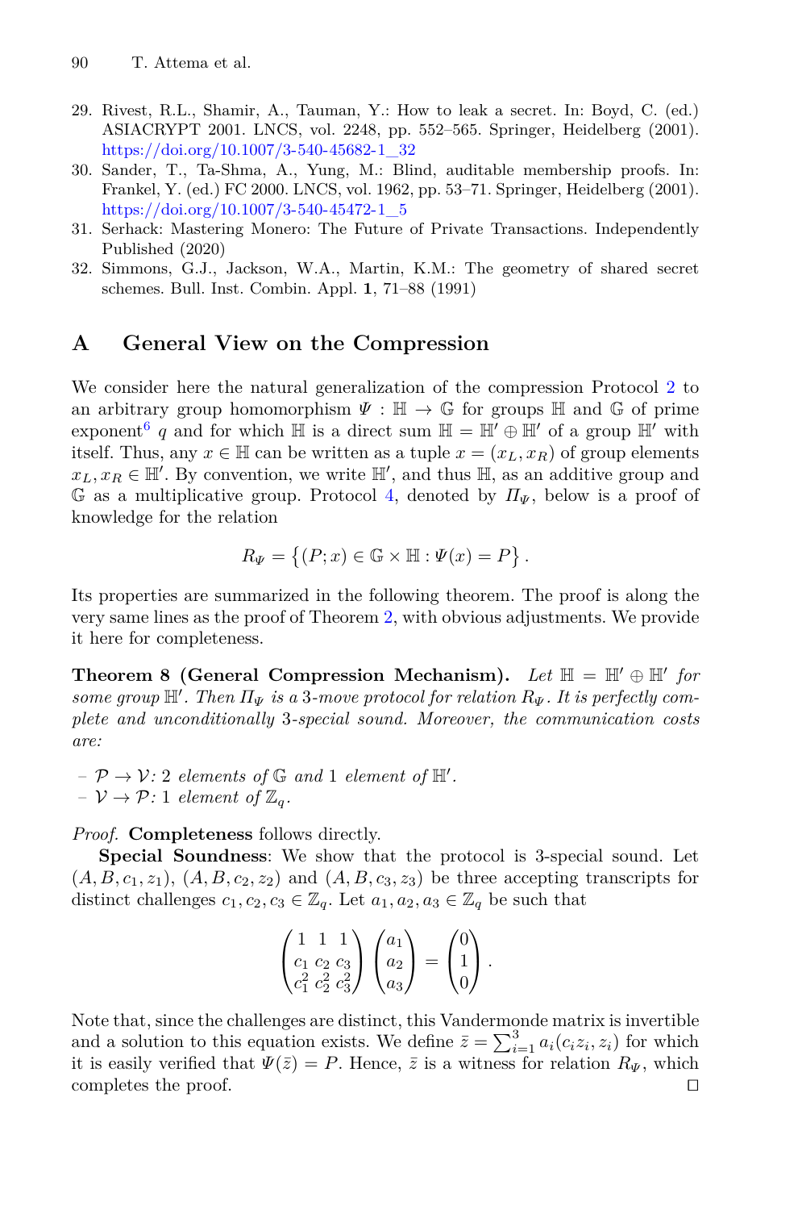29. Rivest, R.L., Shamir, A., Tauman, Y.: How to leak a secret. In: Boyd, C. (ed.) ASIACRYPT 2001. LNCS, vol. 2248, pp. 552–565. Springer, Heidelberg (2001). https://doi.org/10.1007/3-540-45682-1_32
30. Sander, T., Ta-Shma, A., Yung, M.: Blind, auditable membership proofs. In: Frankel, Y. (ed.) FC 2000. LNCS, vol. 1962, pp. 53–71. Springer, Heidelberg (2001). https://doi.org/10.1007/3-540-45472-1_5
31. Serhack: Mastering Monero: The Future of Private Transactions. Independently Published (2020)
32. Simmons, G.J., Jackson, W.A., Martin, K.M.: The geometry of shared secret schemes. Bull. Inst. Combin. Appl. **1**, 71–88 (1991)

## A General View on the Compression

We consider here the natural generalization of the compression Protocol 2 to an arbitrary group homomorphism $\Psi : \mathbb{H} \to \mathbb{G}$ for groups $\mathbb{H}$ and $\mathbb{G}$ of prime exponent[6] $q$ and for which $\mathbb{H}$ is a direct sum $\mathbb{H} = \mathbb{H}' \oplus \mathbb{H}'$ of a group $\mathbb{H}'$ with itself. Thus, any $x \in \mathbb{H}$ can be written as a tuple $x = (x_L, x_R)$ of group elements $x_L, x_R \in \mathbb{H}'$. By convention, we write $\mathbb{H}'$, and thus $\mathbb{H}$, as an additive group and $\mathbb{G}$ as a multiplicative group. Protocol 4, denoted by $\Pi_\Psi$, below is a proof of knowledge for the relation

$$R_\Psi = \left\{(P; x) \in \mathbb{G} \times \mathbb{H} : \Psi(x) = P\right\}.$$

Its properties are summarized in the following theorem. The proof is along the very same lines as the proof of Theorem 2, with obvious adjustments. We provide it here for completeness.

**Theorem 8 (General Compression Mechanism).** *Let $\mathbb{H} = \mathbb{H}' \oplus \mathbb{H}'$ for some group $\mathbb{H}'$. Then $\Pi_\Psi$ is a 3-move protocol for relation $R_\Psi$. It is perfectly complete and unconditionally 3-special sound. Moreover, the communication costs are:*

- *$\mathcal{P} \to \mathcal{V}$: 2 elements of $\mathbb{G}$ and 1 element of $\mathbb{H}'$.*
- *$\mathcal{V} \to \mathcal{P}$: 1 element of $\mathbb{Z}_q$.*

*Proof.* **Completeness** follows directly.

**Special Soundness**: We show that the protocol is 3-special sound. Let $(A, B, c_1, z_1)$, $(A, B, c_2, z_2)$ and $(A, B, c_3, z_3)$ be three accepting transcripts for distinct challenges $c_1, c_2, c_3 \in \mathbb{Z}_q$. Let $a_1, a_2, a_3 \in \mathbb{Z}_q$ be such that

$$\begin{pmatrix} 1 & 1 & 1 \\ c_1 & c_2 & c_3 \\ c_1^2 & c_2^2 & c_3^2 \end{pmatrix} \begin{pmatrix} a_1 \\ a_2 \\ a_3 \end{pmatrix} = \begin{pmatrix} 0 \\ 1 \\ 0 \end{pmatrix}.$$

Note that, since the challenges are distinct, this Vandermonde matrix is invertible and a solution to this equation exists. We define $\bar{z} = \sum_{i=1}^{3} a_i(c_i z_i, z_i)$ for which it is easily verified that $\Psi(\bar{z}) = P$. Hence, $\bar{z}$ is a witness for relation $R_\Psi$, which completes the proof. ◻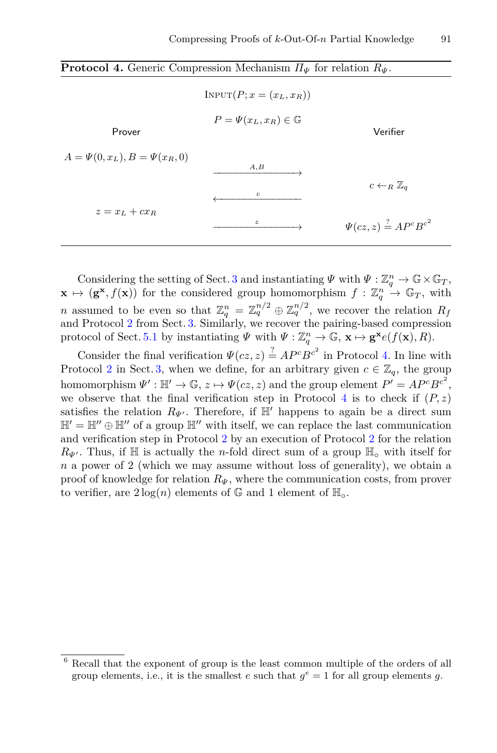**Protocol 4.** Generic Compression Mechanism $\Pi_\Psi$ for relation $R_\Psi$.

$$\text{INPUT}(P; x = (x_L, x_R))$$

$$P = \Psi(x_L, x_R) \in \mathbb{G}$$

| Prover | | Verifier |
|---|---|---|
| $A = \Psi(0, x_L), B = \Psi(x_R, 0)$ | $\xrightarrow{A,B}$ | |
| | $\xleftarrow{c}$ | $c \leftarrow_R \mathbb{Z}_q$ |
| $z = x_L + c x_R$ | $\xrightarrow{z}$ | $\Psi(cz, z) \stackrel{?}{=} A P^c B^{c^2}$ |

Considering the setting of Sect. 3 and instantiating $\Psi$ with $\Psi : \mathbb{Z}_q^n \to \mathbb{G} \times \mathbb{G}_T$, $\mathbf{x} \mapsto (\mathbf{g}^{\mathbf{x}}, f(\mathbf{x}))$ for the considered group homomorphism $f : \mathbb{Z}_q^n \to \mathbb{G}_T$, with $n$ assumed to be even so that $\mathbb{Z}_q^n = \mathbb{Z}_q^{n/2} \oplus \mathbb{Z}_q^{n/2}$, we recover the relation $R_f$ and Protocol 2 from Sect. 3. Similarly, we recover the pairing-based compression protocol of Sect. 5.1 by instantiating $\Psi$ with $\Psi : \mathbb{Z}_q^n \to \mathbb{G}$, $\mathbf{x} \mapsto \mathbf{g}^{\mathbf{x}} e(f(\mathbf{x}), R)$.

Consider the final verification $\Psi(cz, z) \stackrel{?}{=} A P^c B^{c^2}$ in Protocol 4. In line with Protocol 2 in Sect. 3, when we define, for an arbitrary given $c \in \mathbb{Z}_q$, the group homomorphism $\Psi' : \mathbb{H}' \to \mathbb{G}$, $z \mapsto \Psi(cz, z)$ and the group element $P' = A P^c B^{c^2}$, we observe that the final verification step in Protocol 4 is to check if $(P, z)$ satisfies the relation $R_{\Psi'}$. Therefore, if $\mathbb{H}'$ happens to again be a direct sum $\mathbb{H}' = \mathbb{H}'' \oplus \mathbb{H}''$ of a group $\mathbb{H}''$ with itself, we can replace the last communication and verification step in Protocol 2 by an execution of Protocol 2 for the relation $R_{\Psi'}$. Thus, if $\mathbb{H}$ is actually the $n$-fold direct sum of a group $\mathbb{H}_\circ$ with itself for $n$ a power of 2 (which we may assume without loss of generality), we obtain a proof of knowledge for relation $R_\Psi$, where the communication costs, from prover to verifier, are $2\log(n)$ elements of $\mathbb{G}$ and 1 element of $\mathbb{H}_\circ$.

---

[6] Recall that the exponent of group is the least common multiple of the orders of all group elements, i.e., it is the smallest $e$ such that $g^e = 1$ for all group elements $g$.